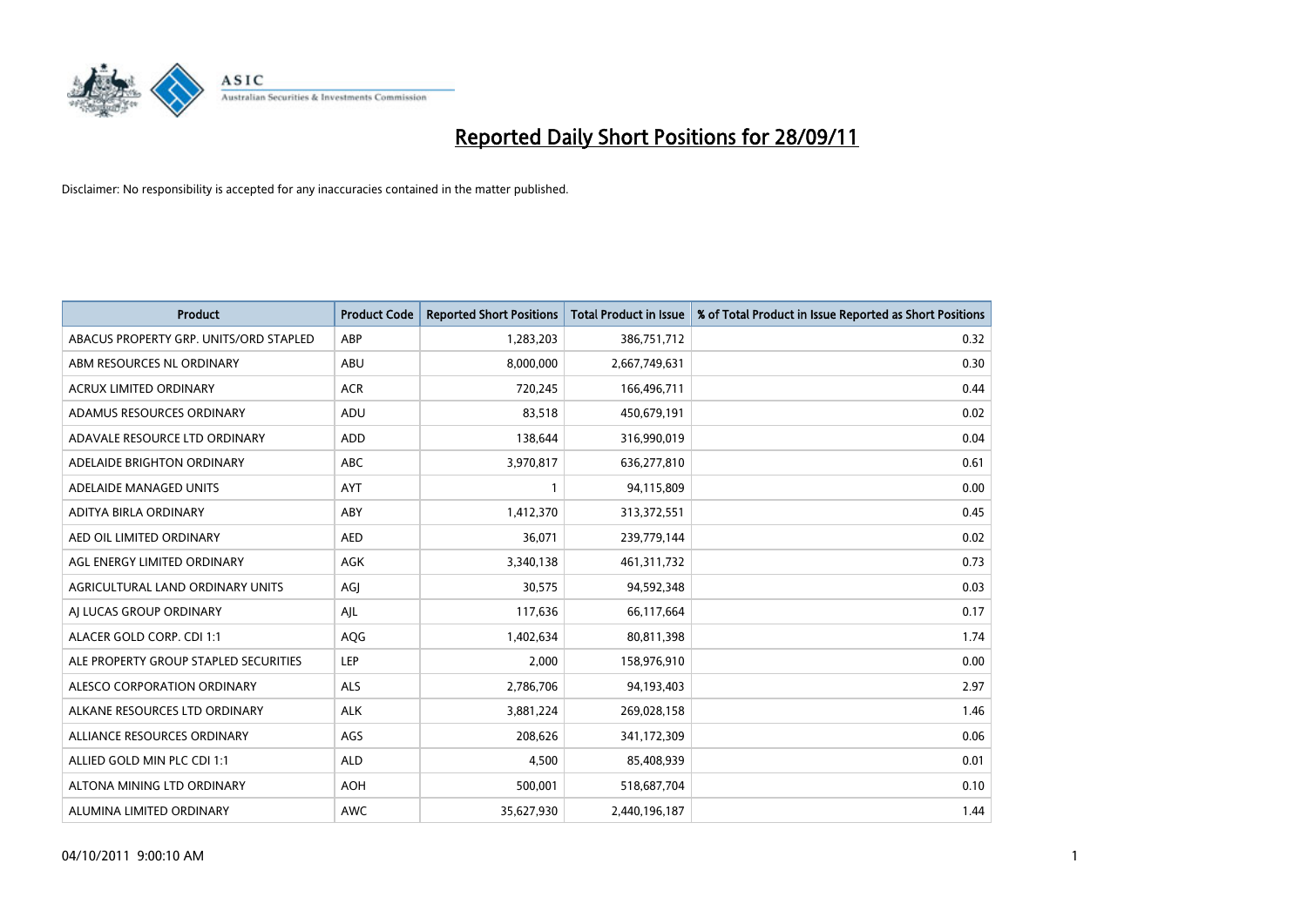# Reported Daily Short Positions for 28/09/11

Disclaimer: No responsibility is accepted for any inaccuracies contained in the matter published.

| Product | Product Code | Reported Short Positions | Total Product in Issue | % of Total Product in Issue Reported as Short Positions |
|---|---|---|---|---|
| ABACUS PROPERTY GRP. UNITS/ORD STAPLED | ABP | 1,283,203 | 386,751,712 | 0.32 |
| ABM RESOURCES NL ORDINARY | ABU | 8,000,000 | 2,667,749,631 | 0.30 |
| ACRUX LIMITED ORDINARY | ACR | 720,245 | 166,496,711 | 0.44 |
| ADAMUS RESOURCES ORDINARY | ADU | 83,518 | 450,679,191 | 0.02 |
| ADAVALE RESOURCE LTD ORDINARY | ADD | 138,644 | 316,990,019 | 0.04 |
| ADELAIDE BRIGHTON ORDINARY | ABC | 3,970,817 | 636,277,810 | 0.61 |
| ADELAIDE MANAGED UNITS | AYT | 1 | 94,115,809 | 0.00 |
| ADITYA BIRLA ORDINARY | ABY | 1,412,370 | 313,372,551 | 0.45 |
| AED OIL LIMITED ORDINARY | AED | 36,071 | 239,779,144 | 0.02 |
| AGL ENERGY LIMITED ORDINARY | AGK | 3,340,138 | 461,311,732 | 0.73 |
| AGRICULTURAL LAND ORDINARY UNITS | AGJ | 30,575 | 94,592,348 | 0.03 |
| AJ LUCAS GROUP ORDINARY | AJL | 117,636 | 66,117,664 | 0.17 |
| ALACER GOLD CORP. CDI 1:1 | AQG | 1,402,634 | 80,811,398 | 1.74 |
| ALE PROPERTY GROUP STAPLED SECURITIES | LEP | 2,000 | 158,976,910 | 0.00 |
| ALESCO CORPORATION ORDINARY | ALS | 2,786,706 | 94,193,403 | 2.97 |
| ALKANE RESOURCES LTD ORDINARY | ALK | 3,881,224 | 269,028,158 | 1.46 |
| ALLIANCE RESOURCES ORDINARY | AGS | 208,626 | 341,172,309 | 0.06 |
| ALLIED GOLD MIN PLC CDI 1:1 | ALD | 4,500 | 85,408,939 | 0.01 |
| ALTONA MINING LTD ORDINARY | AOH | 500,001 | 518,687,704 | 0.10 |
| ALUMINA LIMITED ORDINARY | AWC | 35,627,930 | 2,440,196,187 | 1.44 |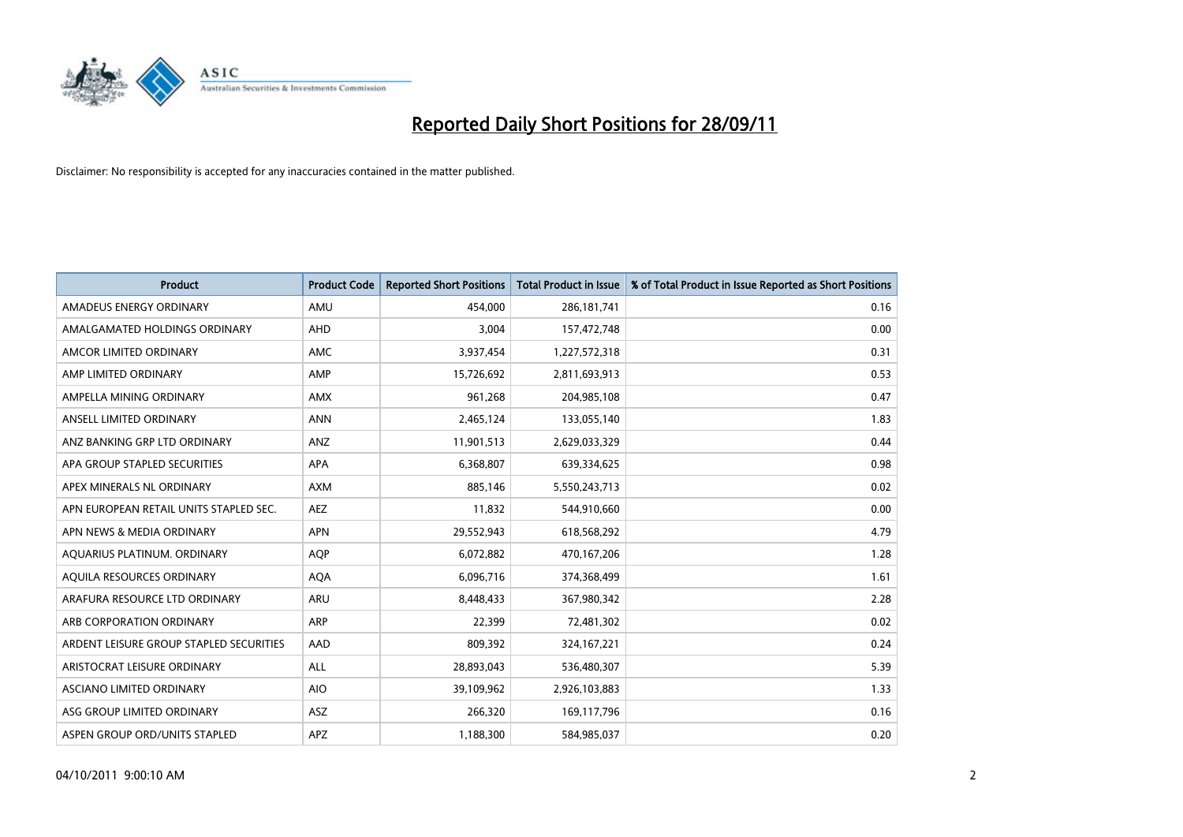# Reported Daily Short Positions for 28/09/11

Disclaimer: No responsibility is accepted for any inaccuracies contained in the matter published.

| Product | Product Code | Reported Short Positions | Total Product in Issue | % of Total Product in Issue Reported as Short Positions |
|---|---|---|---|---|
| AMADEUS ENERGY ORDINARY | AMU | 454,000 | 286,181,741 | 0.16 |
| AMALGAMATED HOLDINGS ORDINARY | AHD | 3,004 | 157,472,748 | 0.00 |
| AMCOR LIMITED ORDINARY | AMC | 3,937,454 | 1,227,572,318 | 0.31 |
| AMP LIMITED ORDINARY | AMP | 15,726,692 | 2,811,693,913 | 0.53 |
| AMPELLA MINING ORDINARY | AMX | 961,268 | 204,985,108 | 0.47 |
| ANSELL LIMITED ORDINARY | ANN | 2,465,124 | 133,055,140 | 1.83 |
| ANZ BANKING GRP LTD ORDINARY | ANZ | 11,901,513 | 2,629,033,329 | 0.44 |
| APA GROUP STAPLED SECURITIES | APA | 6,368,807 | 639,334,625 | 0.98 |
| APEX MINERALS NL ORDINARY | AXM | 885,146 | 5,550,243,713 | 0.02 |
| APN EUROPEAN RETAIL UNITS STAPLED SEC. | AEZ | 11,832 | 544,910,660 | 0.00 |
| APN NEWS & MEDIA ORDINARY | APN | 29,552,943 | 618,568,292 | 4.79 |
| AQUARIUS PLATINUM. ORDINARY | AQP | 6,072,882 | 470,167,206 | 1.28 |
| AQUILA RESOURCES ORDINARY | AQA | 6,096,716 | 374,368,499 | 1.61 |
| ARAFURA RESOURCE LTD ORDINARY | ARU | 8,448,433 | 367,980,342 | 2.28 |
| ARB CORPORATION ORDINARY | ARP | 22,399 | 72,481,302 | 0.02 |
| ARDENT LEISURE GROUP STAPLED SECURITIES | AAD | 809,392 | 324,167,221 | 0.24 |
| ARISTOCRAT LEISURE ORDINARY | ALL | 28,893,043 | 536,480,307 | 5.39 |
| ASCIANO LIMITED ORDINARY | AIO | 39,109,962 | 2,926,103,883 | 1.33 |
| ASG GROUP LIMITED ORDINARY | ASZ | 266,320 | 169,117,796 | 0.16 |
| ASPEN GROUP ORD/UNITS STAPLED | APZ | 1,188,300 | 584,985,037 | 0.20 |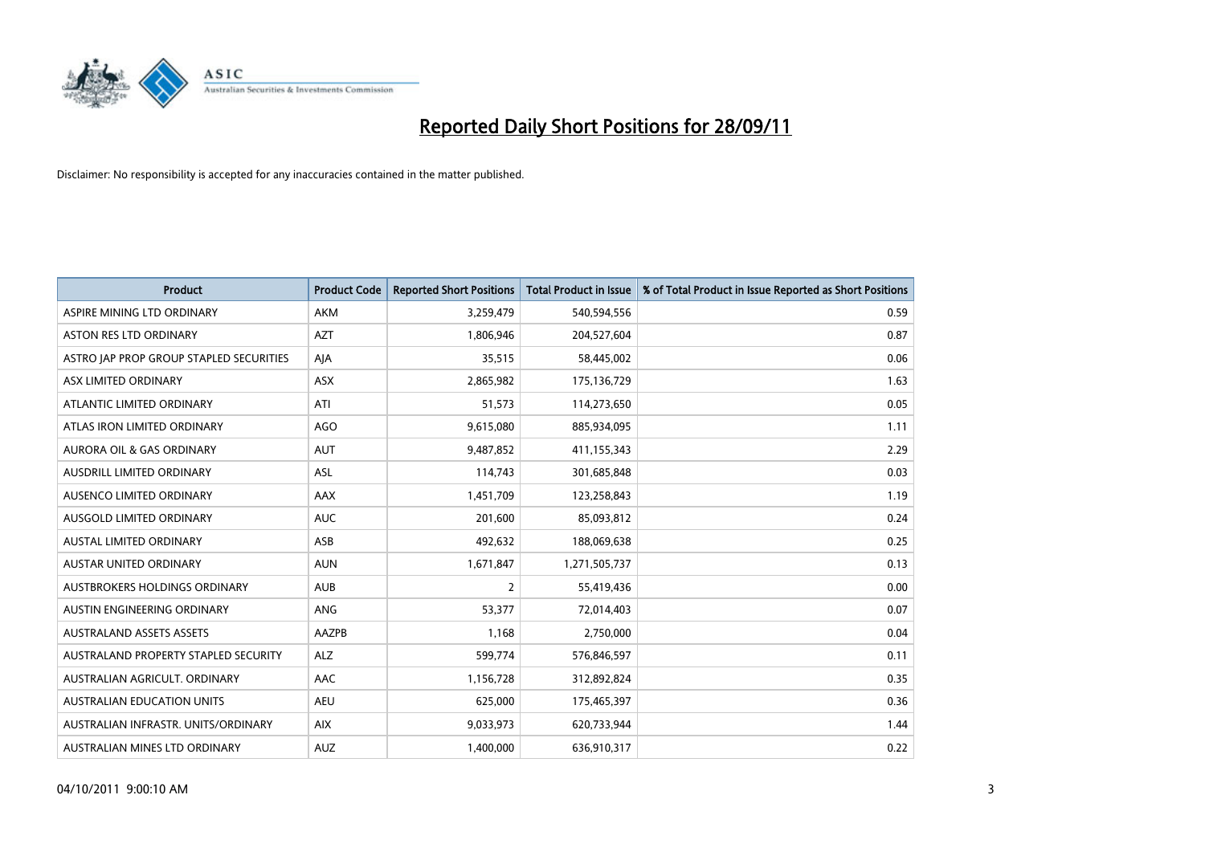# Reported Daily Short Positions for 28/09/11

Disclaimer: No responsibility is accepted for any inaccuracies contained in the matter published.

| Product | Product Code | Reported Short Positions | Total Product in Issue | % of Total Product in Issue Reported as Short Positions |
|---|---|---|---|---|
| ASPIRE MINING LTD ORDINARY | AKM | 3,259,479 | 540,594,556 | 0.59 |
| ASTON RES LTD ORDINARY | AZT | 1,806,946 | 204,527,604 | 0.87 |
| ASTRO JAP PROP GROUP STAPLED SECURITIES | AJA | 35,515 | 58,445,002 | 0.06 |
| ASX LIMITED ORDINARY | ASX | 2,865,982 | 175,136,729 | 1.63 |
| ATLANTIC LIMITED ORDINARY | ATI | 51,573 | 114,273,650 | 0.05 |
| ATLAS IRON LIMITED ORDINARY | AGO | 9,615,080 | 885,934,095 | 1.11 |
| AURORA OIL & GAS ORDINARY | AUT | 9,487,852 | 411,155,343 | 2.29 |
| AUSDRILL LIMITED ORDINARY | ASL | 114,743 | 301,685,848 | 0.03 |
| AUSENCO LIMITED ORDINARY | AAX | 1,451,709 | 123,258,843 | 1.19 |
| AUSGOLD LIMITED ORDINARY | AUC | 201,600 | 85,093,812 | 0.24 |
| AUSTAL LIMITED ORDINARY | ASB | 492,632 | 188,069,638 | 0.25 |
| AUSTAR UNITED ORDINARY | AUN | 1,671,847 | 1,271,505,737 | 0.13 |
| AUSTBROKERS HOLDINGS ORDINARY | AUB | 2 | 55,419,436 | 0.00 |
| AUSTIN ENGINEERING ORDINARY | ANG | 53,377 | 72,014,403 | 0.07 |
| AUSTRALAND ASSETS ASSETS | AAZPB | 1,168 | 2,750,000 | 0.04 |
| AUSTRALAND PROPERTY STAPLED SECURITY | ALZ | 599,774 | 576,846,597 | 0.11 |
| AUSTRALIAN AGRICULT. ORDINARY | AAC | 1,156,728 | 312,892,824 | 0.35 |
| AUSTRALIAN EDUCATION UNITS | AEU | 625,000 | 175,465,397 | 0.36 |
| AUSTRALIAN INFRASTR. UNITS/ORDINARY | AIX | 9,033,973 | 620,733,944 | 1.44 |
| AUSTRALIAN MINES LTD ORDINARY | AUZ | 1,400,000 | 636,910,317 | 0.22 |

04/10/2011 9:00:10 AM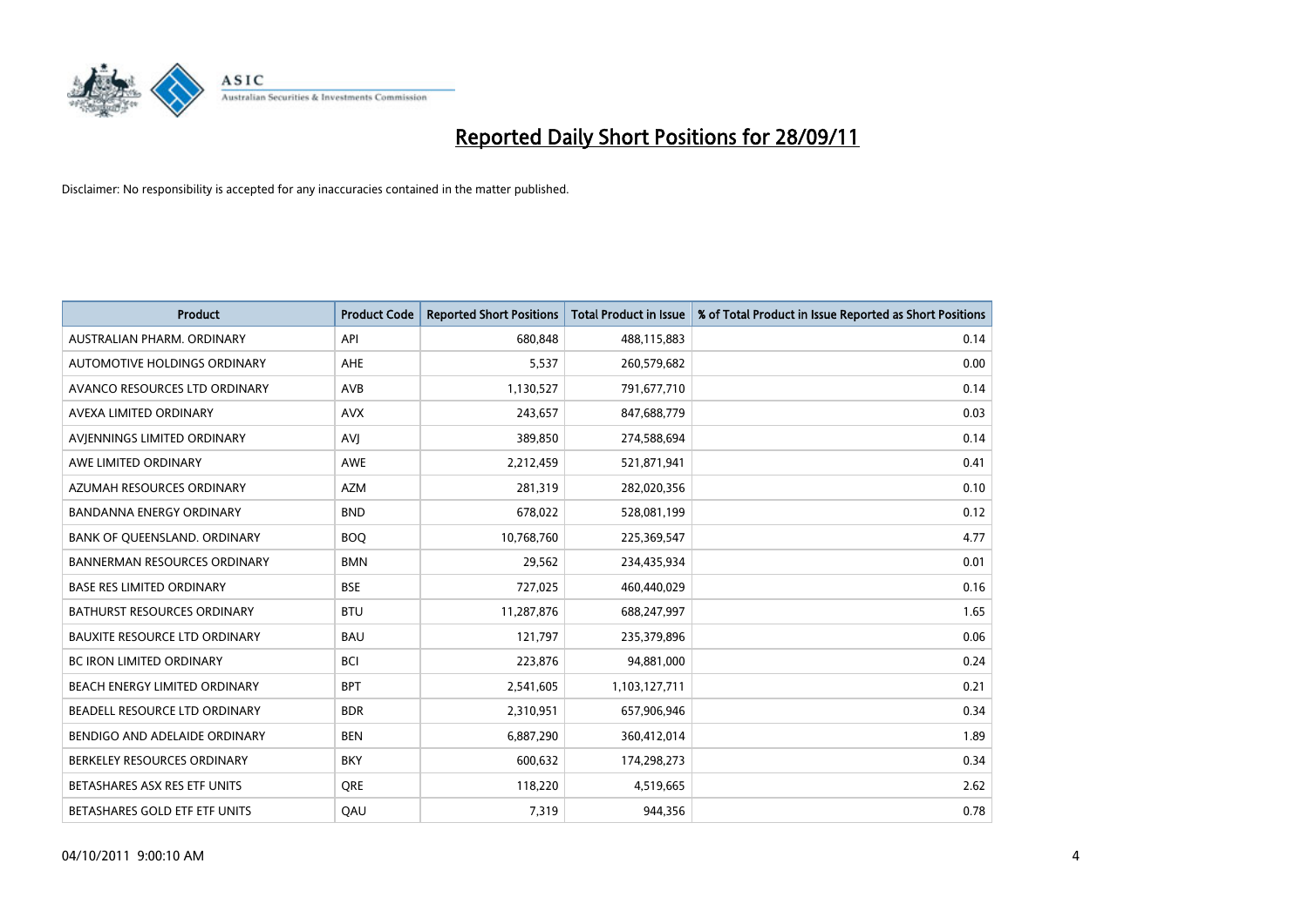# Reported Daily Short Positions for 28/09/11

Disclaimer: No responsibility is accepted for any inaccuracies contained in the matter published.

| Product | Product Code | Reported Short Positions | Total Product in Issue | % of Total Product in Issue Reported as Short Positions |
|---|---|---|---|---|
| AUSTRALIAN PHARM. ORDINARY | API | 680,848 | 488,115,883 | 0.14 |
| AUTOMOTIVE HOLDINGS ORDINARY | AHE | 5,537 | 260,579,682 | 0.00 |
| AVANCO RESOURCES LTD ORDINARY | AVB | 1,130,527 | 791,677,710 | 0.14 |
| AVEXA LIMITED ORDINARY | AVX | 243,657 | 847,688,779 | 0.03 |
| AVJENNINGS LIMITED ORDINARY | AVJ | 389,850 | 274,588,694 | 0.14 |
| AWE LIMITED ORDINARY | AWE | 2,212,459 | 521,871,941 | 0.41 |
| AZUMAH RESOURCES ORDINARY | AZM | 281,319 | 282,020,356 | 0.10 |
| BANDANNA ENERGY ORDINARY | BND | 678,022 | 528,081,199 | 0.12 |
| BANK OF QUEENSLAND. ORDINARY | BOQ | 10,768,760 | 225,369,547 | 4.77 |
| BANNERMAN RESOURCES ORDINARY | BMN | 29,562 | 234,435,934 | 0.01 |
| BASE RES LIMITED ORDINARY | BSE | 727,025 | 460,440,029 | 0.16 |
| BATHURST RESOURCES ORDINARY | BTU | 11,287,876 | 688,247,997 | 1.65 |
| BAUXITE RESOURCE LTD ORDINARY | BAU | 121,797 | 235,379,896 | 0.06 |
| BC IRON LIMITED ORDINARY | BCI | 223,876 | 94,881,000 | 0.24 |
| BEACH ENERGY LIMITED ORDINARY | BPT | 2,541,605 | 1,103,127,711 | 0.21 |
| BEADELL RESOURCE LTD ORDINARY | BDR | 2,310,951 | 657,906,946 | 0.34 |
| BENDIGO AND ADELAIDE ORDINARY | BEN | 6,887,290 | 360,412,014 | 1.89 |
| BERKELEY RESOURCES ORDINARY | BKY | 600,632 | 174,298,273 | 0.34 |
| BETASHARES ASX RES ETF UNITS | QRE | 118,220 | 4,519,665 | 2.62 |
| BETASHARES GOLD ETF ETF UNITS | QAU | 7,319 | 944,356 | 0.78 |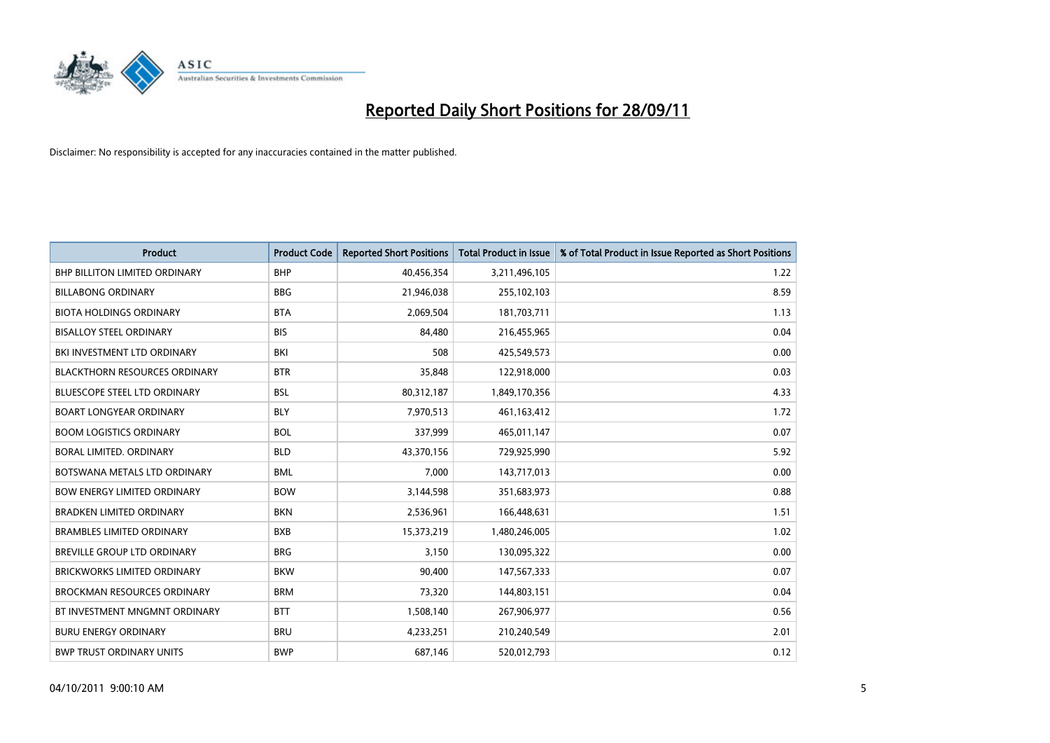# Reported Daily Short Positions for 28/09/11

Disclaimer: No responsibility is accepted for any inaccuracies contained in the matter published.

| Product | Product Code | Reported Short Positions | Total Product in Issue | % of Total Product in Issue Reported as Short Positions |
|---|---|---|---|---|
| BHP BILLITON LIMITED ORDINARY | BHP | 40,456,354 | 3,211,496,105 | 1.22 |
| BILLABONG ORDINARY | BBG | 21,946,038 | 255,102,103 | 8.59 |
| BIOTA HOLDINGS ORDINARY | BTA | 2,069,504 | 181,703,711 | 1.13 |
| BISALLOY STEEL ORDINARY | BIS | 84,480 | 216,455,965 | 0.04 |
| BKI INVESTMENT LTD ORDINARY | BKI | 508 | 425,549,573 | 0.00 |
| BLACKTHORN RESOURCES ORDINARY | BTR | 35,848 | 122,918,000 | 0.03 |
| BLUESCOPE STEEL LTD ORDINARY | BSL | 80,312,187 | 1,849,170,356 | 4.33 |
| BOART LONGYEAR ORDINARY | BLY | 7,970,513 | 461,163,412 | 1.72 |
| BOOM LOGISTICS ORDINARY | BOL | 337,999 | 465,011,147 | 0.07 |
| BORAL LIMITED. ORDINARY | BLD | 43,370,156 | 729,925,990 | 5.92 |
| BOTSWANA METALS LTD ORDINARY | BML | 7,000 | 143,717,013 | 0.00 |
| BOW ENERGY LIMITED ORDINARY | BOW | 3,144,598 | 351,683,973 | 0.88 |
| BRADKEN LIMITED ORDINARY | BKN | 2,536,961 | 166,448,631 | 1.51 |
| BRAMBLES LIMITED ORDINARY | BXB | 15,373,219 | 1,480,246,005 | 1.02 |
| BREVILLE GROUP LTD ORDINARY | BRG | 3,150 | 130,095,322 | 0.00 |
| BRICKWORKS LIMITED ORDINARY | BKW | 90,400 | 147,567,333 | 0.07 |
| BROCKMAN RESOURCES ORDINARY | BRM | 73,320 | 144,803,151 | 0.04 |
| BT INVESTMENT MNGMNT ORDINARY | BTT | 1,508,140 | 267,906,977 | 0.56 |
| BURU ENERGY ORDINARY | BRU | 4,233,251 | 210,240,549 | 2.01 |
| BWP TRUST ORDINARY UNITS | BWP | 687,146 | 520,012,793 | 0.12 |

04/10/2011 9:00:10 AM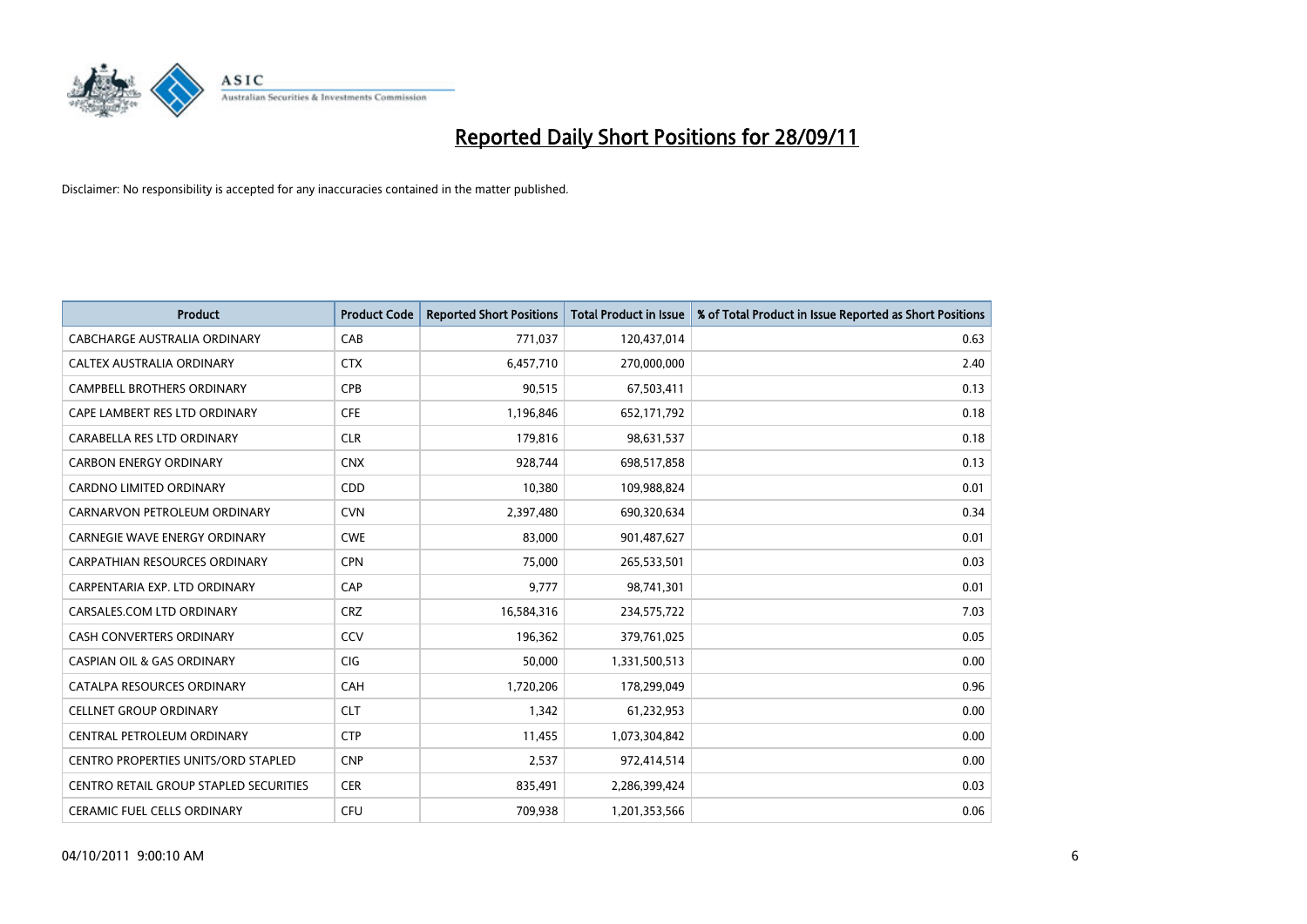# Reported Daily Short Positions for 28/09/11

Disclaimer: No responsibility is accepted for any inaccuracies contained in the matter published.

| Product | Product Code | Reported Short Positions | Total Product in Issue | % of Total Product in Issue Reported as Short Positions |
|---|---|---|---|---|
| CABCHARGE AUSTRALIA ORDINARY | CAB | 771,037 | 120,437,014 | 0.63 |
| CALTEX AUSTRALIA ORDINARY | CTX | 6,457,710 | 270,000,000 | 2.40 |
| CAMPBELL BROTHERS ORDINARY | CPB | 90,515 | 67,503,411 | 0.13 |
| CAPE LAMBERT RES LTD ORDINARY | CFE | 1,196,846 | 652,171,792 | 0.18 |
| CARABELLA RES LTD ORDINARY | CLR | 179,816 | 98,631,537 | 0.18 |
| CARBON ENERGY ORDINARY | CNX | 928,744 | 698,517,858 | 0.13 |
| CARDNO LIMITED ORDINARY | CDD | 10,380 | 109,988,824 | 0.01 |
| CARNARVON PETROLEUM ORDINARY | CVN | 2,397,480 | 690,320,634 | 0.34 |
| CARNEGIE WAVE ENERGY ORDINARY | CWE | 83,000 | 901,487,627 | 0.01 |
| CARPATHIAN RESOURCES ORDINARY | CPN | 75,000 | 265,533,501 | 0.03 |
| CARPENTARIA EXP. LTD ORDINARY | CAP | 9,777 | 98,741,301 | 0.01 |
| CARSALES.COM LTD ORDINARY | CRZ | 16,584,316 | 234,575,722 | 7.03 |
| CASH CONVERTERS ORDINARY | CCV | 196,362 | 379,761,025 | 0.05 |
| CASPIAN OIL & GAS ORDINARY | CIG | 50,000 | 1,331,500,513 | 0.00 |
| CATALPA RESOURCES ORDINARY | CAH | 1,720,206 | 178,299,049 | 0.96 |
| CELLNET GROUP ORDINARY | CLT | 1,342 | 61,232,953 | 0.00 |
| CENTRAL PETROLEUM ORDINARY | CTP | 11,455 | 1,073,304,842 | 0.00 |
| CENTRO PROPERTIES UNITS/ORD STAPLED | CNP | 2,537 | 972,414,514 | 0.00 |
| CENTRO RETAIL GROUP STAPLED SECURITIES | CER | 835,491 | 2,286,399,424 | 0.03 |
| CERAMIC FUEL CELLS ORDINARY | CFU | 709,938 | 1,201,353,566 | 0.06 |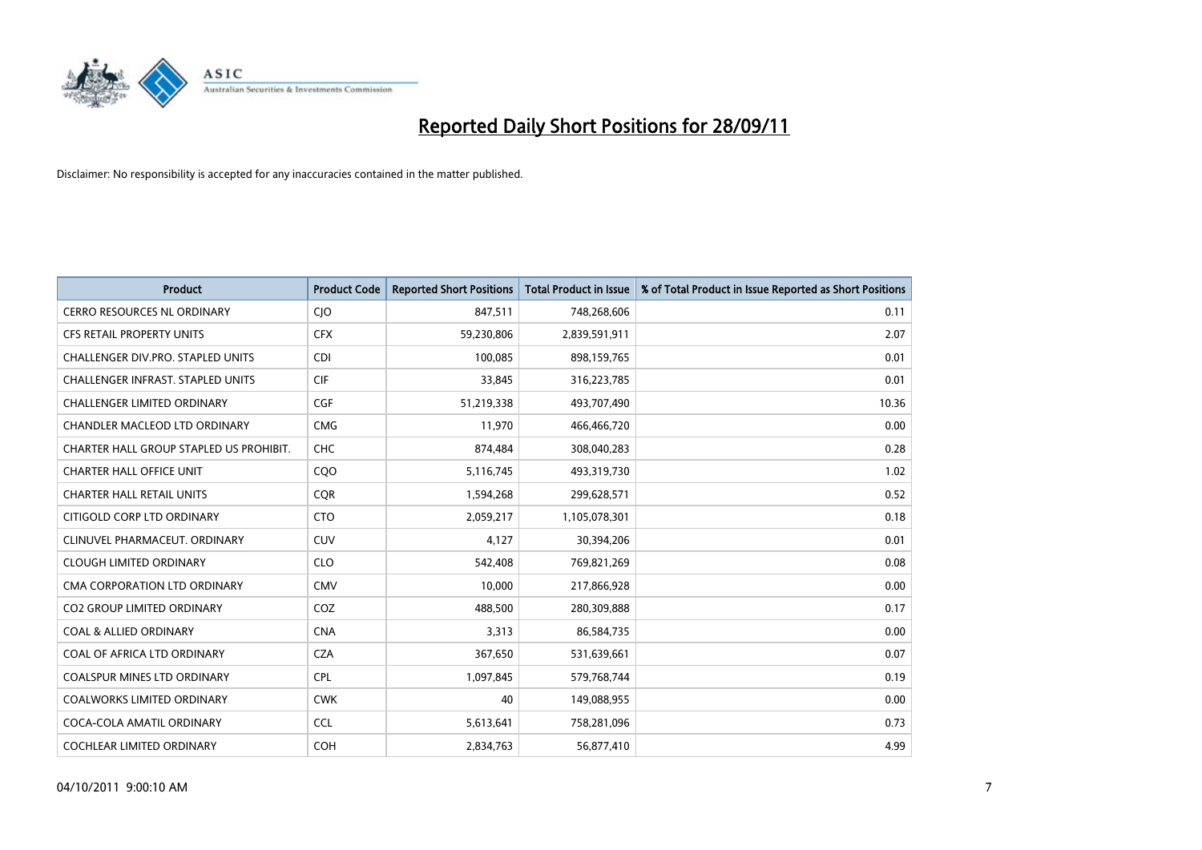# Reported Daily Short Positions for 28/09/11

Disclaimer: No responsibility is accepted for any inaccuracies contained in the matter published.

| Product | Product Code | Reported Short Positions | Total Product in Issue | % of Total Product in Issue Reported as Short Positions |
|---|---|---|---|---|
| CERRO RESOURCES NL ORDINARY | CJO | 847,511 | 748,268,606 | 0.11 |
| CFS RETAIL PROPERTY UNITS | CFX | 59,230,806 | 2,839,591,911 | 2.07 |
| CHALLENGER DIV.PRO. STAPLED UNITS | CDI | 100,085 | 898,159,765 | 0.01 |
| CHALLENGER INFRAST. STAPLED UNITS | CIF | 33,845 | 316,223,785 | 0.01 |
| CHALLENGER LIMITED ORDINARY | CGF | 51,219,338 | 493,707,490 | 10.36 |
| CHANDLER MACLEOD LTD ORDINARY | CMG | 11,970 | 466,466,720 | 0.00 |
| CHARTER HALL GROUP STAPLED US PROHIBIT. | CHC | 874,484 | 308,040,283 | 0.28 |
| CHARTER HALL OFFICE UNIT | CQO | 5,116,745 | 493,319,730 | 1.02 |
| CHARTER HALL RETAIL UNITS | CQR | 1,594,268 | 299,628,571 | 0.52 |
| CITIGOLD CORP LTD ORDINARY | CTO | 2,059,217 | 1,105,078,301 | 0.18 |
| CLINUVEL PHARMACEUT. ORDINARY | CUV | 4,127 | 30,394,206 | 0.01 |
| CLOUGH LIMITED ORDINARY | CLO | 542,408 | 769,821,269 | 0.08 |
| CMA CORPORATION LTD ORDINARY | CMV | 10,000 | 217,866,928 | 0.00 |
| CO2 GROUP LIMITED ORDINARY | COZ | 488,500 | 280,309,888 | 0.17 |
| COAL & ALLIED ORDINARY | CNA | 3,313 | 86,584,735 | 0.00 |
| COAL OF AFRICA LTD ORDINARY | CZA | 367,650 | 531,639,661 | 0.07 |
| COALSPUR MINES LTD ORDINARY | CPL | 1,097,845 | 579,768,744 | 0.19 |
| COALWORKS LIMITED ORDINARY | CWK | 40 | 149,088,955 | 0.00 |
| COCA-COLA AMATIL ORDINARY | CCL | 5,613,641 | 758,281,096 | 0.73 |
| COCHLEAR LIMITED ORDINARY | COH | 2,834,763 | 56,877,410 | 4.99 |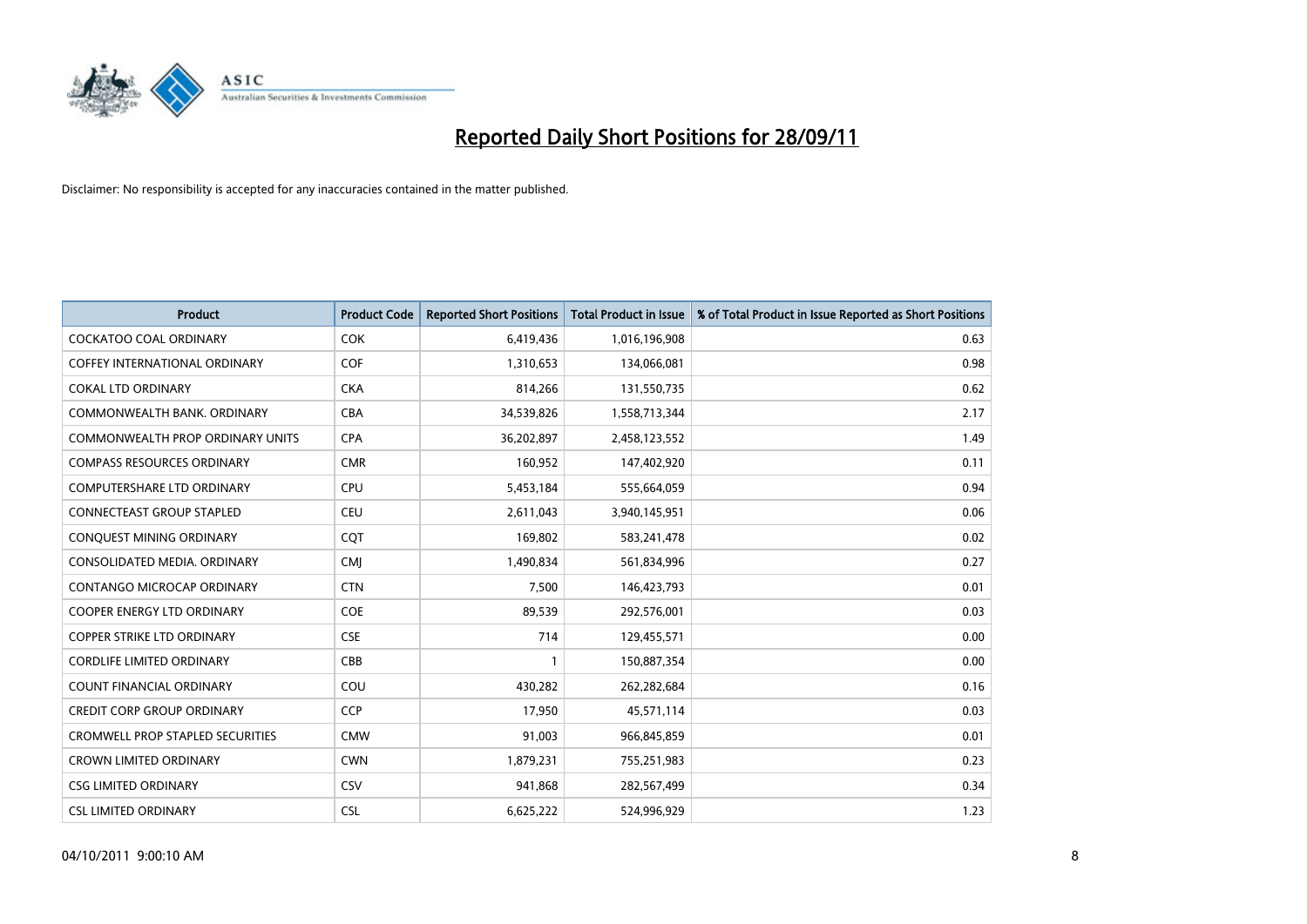# Reported Daily Short Positions for 28/09/11

Disclaimer: No responsibility is accepted for any inaccuracies contained in the matter published.

| Product | Product Code | Reported Short Positions | Total Product in Issue | % of Total Product in Issue Reported as Short Positions |
|---|---|---|---|---|
| COCKATOO COAL ORDINARY | COK | 6,419,436 | 1,016,196,908 | 0.63 |
| COFFEY INTERNATIONAL ORDINARY | COF | 1,310,653 | 134,066,081 | 0.98 |
| COKAL LTD ORDINARY | CKA | 814,266 | 131,550,735 | 0.62 |
| COMMONWEALTH BANK. ORDINARY | CBA | 34,539,826 | 1,558,713,344 | 2.17 |
| COMMONWEALTH PROP ORDINARY UNITS | CPA | 36,202,897 | 2,458,123,552 | 1.49 |
| COMPASS RESOURCES ORDINARY | CMR | 160,952 | 147,402,920 | 0.11 |
| COMPUTERSHARE LTD ORDINARY | CPU | 5,453,184 | 555,664,059 | 0.94 |
| CONNECTEAST GROUP STAPLED | CEU | 2,611,043 | 3,940,145,951 | 0.06 |
| CONQUEST MINING ORDINARY | CQT | 169,802 | 583,241,478 | 0.02 |
| CONSOLIDATED MEDIA. ORDINARY | CMJ | 1,490,834 | 561,834,996 | 0.27 |
| CONTANGO MICROCAP ORDINARY | CTN | 7,500 | 146,423,793 | 0.01 |
| COOPER ENERGY LTD ORDINARY | COE | 89,539 | 292,576,001 | 0.03 |
| COPPER STRIKE LTD ORDINARY | CSE | 714 | 129,455,571 | 0.00 |
| CORDLIFE LIMITED ORDINARY | CBB | 1 | 150,887,354 | 0.00 |
| COUNT FINANCIAL ORDINARY | COU | 430,282 | 262,282,684 | 0.16 |
| CREDIT CORP GROUP ORDINARY | CCP | 17,950 | 45,571,114 | 0.03 |
| CROMWELL PROP STAPLED SECURITIES | CMW | 91,003 | 966,845,859 | 0.01 |
| CROWN LIMITED ORDINARY | CWN | 1,879,231 | 755,251,983 | 0.23 |
| CSG LIMITED ORDINARY | CSV | 941,868 | 282,567,499 | 0.34 |
| CSL LIMITED ORDINARY | CSL | 6,625,222 | 524,996,929 | 1.23 |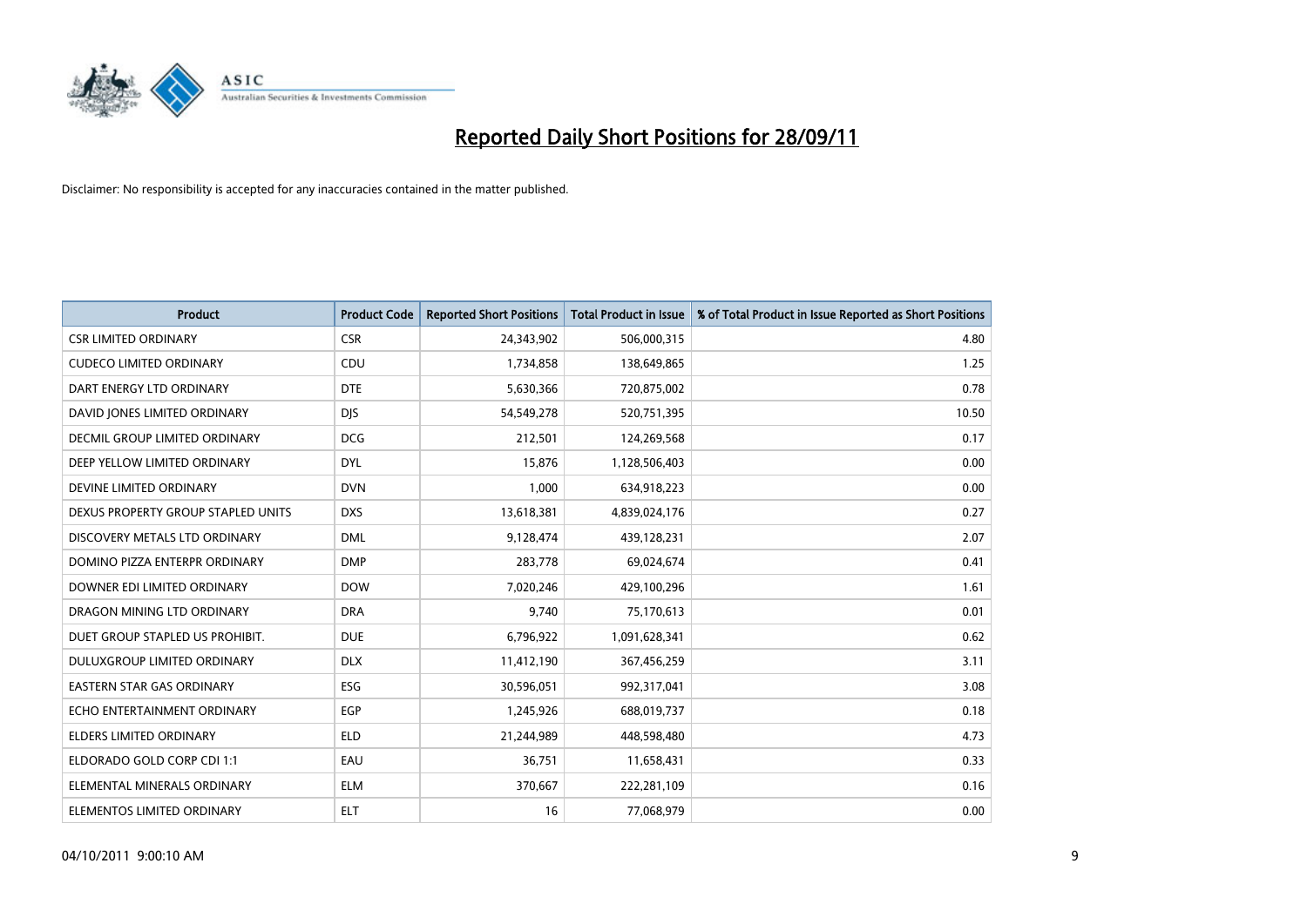# Reported Daily Short Positions for 28/09/11

Disclaimer: No responsibility is accepted for any inaccuracies contained in the matter published.

| Product | Product Code | Reported Short Positions | Total Product in Issue | % of Total Product in Issue Reported as Short Positions |
|---|---|---|---|---|
| CSR LIMITED ORDINARY | CSR | 24,343,902 | 506,000,315 | 4.80 |
| CUDECO LIMITED ORDINARY | CDU | 1,734,858 | 138,649,865 | 1.25 |
| DART ENERGY LTD ORDINARY | DTE | 5,630,366 | 720,875,002 | 0.78 |
| DAVID JONES LIMITED ORDINARY | DJS | 54,549,278 | 520,751,395 | 10.50 |
| DECMIL GROUP LIMITED ORDINARY | DCG | 212,501 | 124,269,568 | 0.17 |
| DEEP YELLOW LIMITED ORDINARY | DYL | 15,876 | 1,128,506,403 | 0.00 |
| DEVINE LIMITED ORDINARY | DVN | 1,000 | 634,918,223 | 0.00 |
| DEXUS PROPERTY GROUP STAPLED UNITS | DXS | 13,618,381 | 4,839,024,176 | 0.27 |
| DISCOVERY METALS LTD ORDINARY | DML | 9,128,474 | 439,128,231 | 2.07 |
| DOMINO PIZZA ENTERPR ORDINARY | DMP | 283,778 | 69,024,674 | 0.41 |
| DOWNER EDI LIMITED ORDINARY | DOW | 7,020,246 | 429,100,296 | 1.61 |
| DRAGON MINING LTD ORDINARY | DRA | 9,740 | 75,170,613 | 0.01 |
| DUET GROUP STAPLED US PROHIBIT. | DUE | 6,796,922 | 1,091,628,341 | 0.62 |
| DULUXGROUP LIMITED ORDINARY | DLX | 11,412,190 | 367,456,259 | 3.11 |
| EASTERN STAR GAS ORDINARY | ESG | 30,596,051 | 992,317,041 | 3.08 |
| ECHO ENTERTAINMENT ORDINARY | EGP | 1,245,926 | 688,019,737 | 0.18 |
| ELDERS LIMITED ORDINARY | ELD | 21,244,989 | 448,598,480 | 4.73 |
| ELDORADO GOLD CORP CDI 1:1 | EAU | 36,751 | 11,658,431 | 0.33 |
| ELEMENTAL MINERALS ORDINARY | ELM | 370,667 | 222,281,109 | 0.16 |
| ELEMENTOS LIMITED ORDINARY | ELT | 16 | 77,068,979 | 0.00 |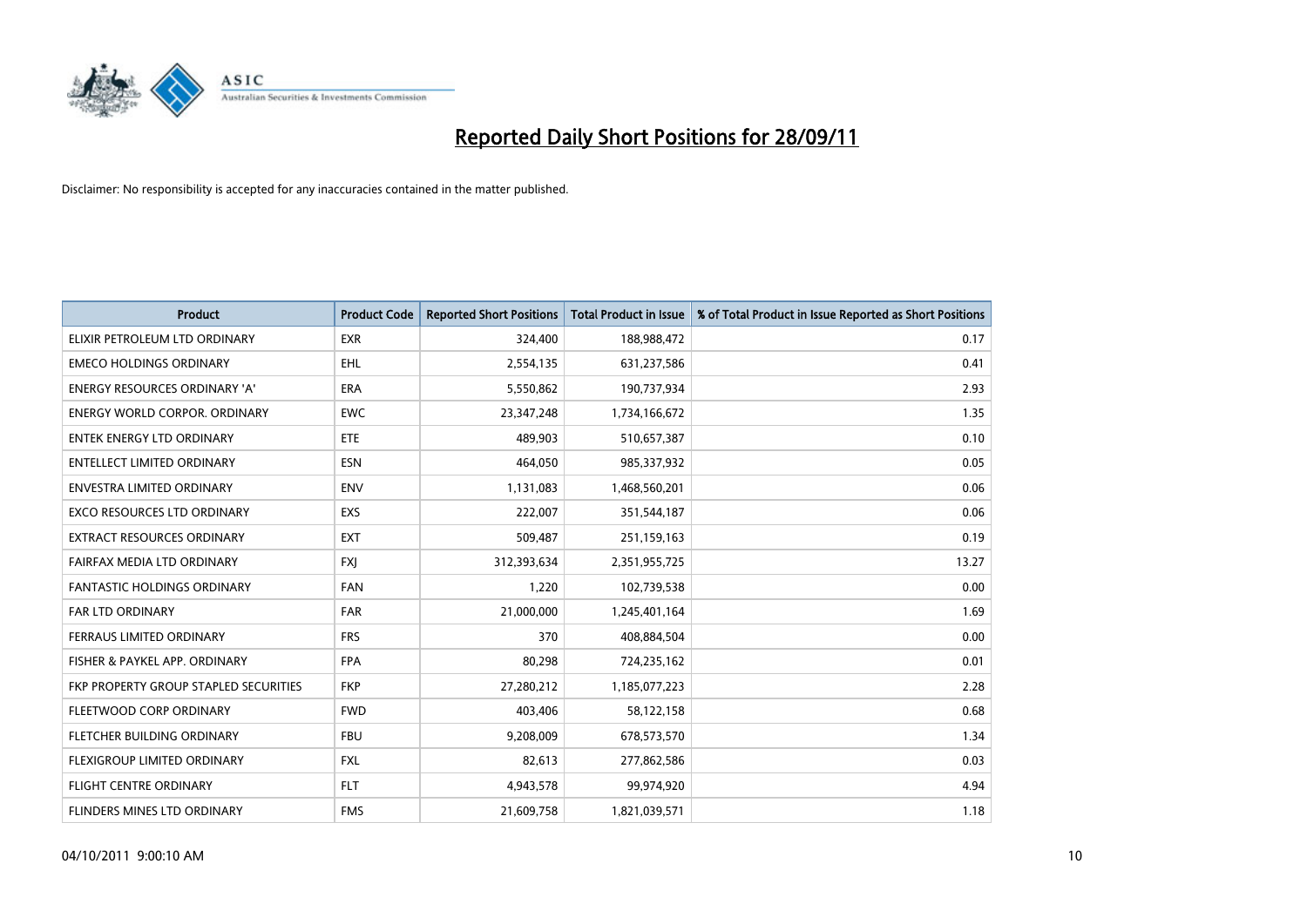# Reported Daily Short Positions for 28/09/11

Disclaimer: No responsibility is accepted for any inaccuracies contained in the matter published.

| Product | Product Code | Reported Short Positions | Total Product in Issue | % of Total Product in Issue Reported as Short Positions |
|---|---|---|---|---|
| ELIXIR PETROLEUM LTD ORDINARY | EXR | 324,400 | 188,988,472 | 0.17 |
| EMECO HOLDINGS ORDINARY | EHL | 2,554,135 | 631,237,586 | 0.41 |
| ENERGY RESOURCES ORDINARY 'A' | ERA | 5,550,862 | 190,737,934 | 2.93 |
| ENERGY WORLD CORPOR. ORDINARY | EWC | 23,347,248 | 1,734,166,672 | 1.35 |
| ENTEK ENERGY LTD ORDINARY | ETE | 489,903 | 510,657,387 | 0.10 |
| ENTELLECT LIMITED ORDINARY | ESN | 464,050 | 985,337,932 | 0.05 |
| ENVESTRA LIMITED ORDINARY | ENV | 1,131,083 | 1,468,560,201 | 0.06 |
| EXCO RESOURCES LTD ORDINARY | EXS | 222,007 | 351,544,187 | 0.06 |
| EXTRACT RESOURCES ORDINARY | EXT | 509,487 | 251,159,163 | 0.19 |
| FAIRFAX MEDIA LTD ORDINARY | FXJ | 312,393,634 | 2,351,955,725 | 13.27 |
| FANTASTIC HOLDINGS ORDINARY | FAN | 1,220 | 102,739,538 | 0.00 |
| FAR LTD ORDINARY | FAR | 21,000,000 | 1,245,401,164 | 1.69 |
| FERRAUS LIMITED ORDINARY | FRS | 370 | 408,884,504 | 0.00 |
| FISHER & PAYKEL APP. ORDINARY | FPA | 80,298 | 724,235,162 | 0.01 |
| FKP PROPERTY GROUP STAPLED SECURITIES | FKP | 27,280,212 | 1,185,077,223 | 2.28 |
| FLEETWOOD CORP ORDINARY | FWD | 403,406 | 58,122,158 | 0.68 |
| FLETCHER BUILDING ORDINARY | FBU | 9,208,009 | 678,573,570 | 1.34 |
| FLEXIGROUP LIMITED ORDINARY | FXL | 82,613 | 277,862,586 | 0.03 |
| FLIGHT CENTRE ORDINARY | FLT | 4,943,578 | 99,974,920 | 4.94 |
| FLINDERS MINES LTD ORDINARY | FMS | 21,609,758 | 1,821,039,571 | 1.18 |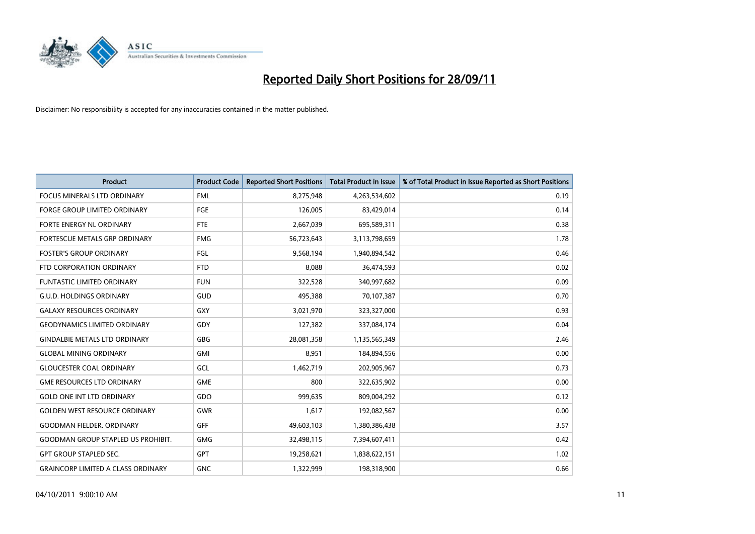# Reported Daily Short Positions for 28/09/11

Disclaimer: No responsibility is accepted for any inaccuracies contained in the matter published.

| Product | Product Code | Reported Short Positions | Total Product in Issue | % of Total Product in Issue Reported as Short Positions |
|---|---|---|---|---|
| FOCUS MINERALS LTD ORDINARY | FML | 8,275,948 | 4,263,534,602 | 0.19 |
| FORGE GROUP LIMITED ORDINARY | FGE | 126,005 | 83,429,014 | 0.14 |
| FORTE ENERGY NL ORDINARY | FTE | 2,667,039 | 695,589,311 | 0.38 |
| FORTESCUE METALS GRP ORDINARY | FMG | 56,723,643 | 3,113,798,659 | 1.78 |
| FOSTER'S GROUP ORDINARY | FGL | 9,568,194 | 1,940,894,542 | 0.46 |
| FTD CORPORATION ORDINARY | FTD | 8,088 | 36,474,593 | 0.02 |
| FUNTASTIC LIMITED ORDINARY | FUN | 322,528 | 340,997,682 | 0.09 |
| G.U.D. HOLDINGS ORDINARY | GUD | 495,388 | 70,107,387 | 0.70 |
| GALAXY RESOURCES ORDINARY | GXY | 3,021,970 | 323,327,000 | 0.93 |
| GEODYNAMICS LIMITED ORDINARY | GDY | 127,382 | 337,084,174 | 0.04 |
| GINDALBIE METALS LTD ORDINARY | GBG | 28,081,358 | 1,135,565,349 | 2.46 |
| GLOBAL MINING ORDINARY | GMI | 8,951 | 184,894,556 | 0.00 |
| GLOUCESTER COAL ORDINARY | GCL | 1,462,719 | 202,905,967 | 0.73 |
| GME RESOURCES LTD ORDINARY | GME | 800 | 322,635,902 | 0.00 |
| GOLD ONE INT LTD ORDINARY | GDO | 999,635 | 809,004,292 | 0.12 |
| GOLDEN WEST RESOURCE ORDINARY | GWR | 1,617 | 192,082,567 | 0.00 |
| GOODMAN FIELDER. ORDINARY | GFF | 49,603,103 | 1,380,386,438 | 3.57 |
| GOODMAN GROUP STAPLED US PROHIBIT. | GMG | 32,498,115 | 7,394,607,411 | 0.42 |
| GPT GROUP STAPLED SEC. | GPT | 19,258,621 | 1,838,622,151 | 1.02 |
| GRAINCORP LIMITED A CLASS ORDINARY | GNC | 1,322,999 | 198,318,900 | 0.66 |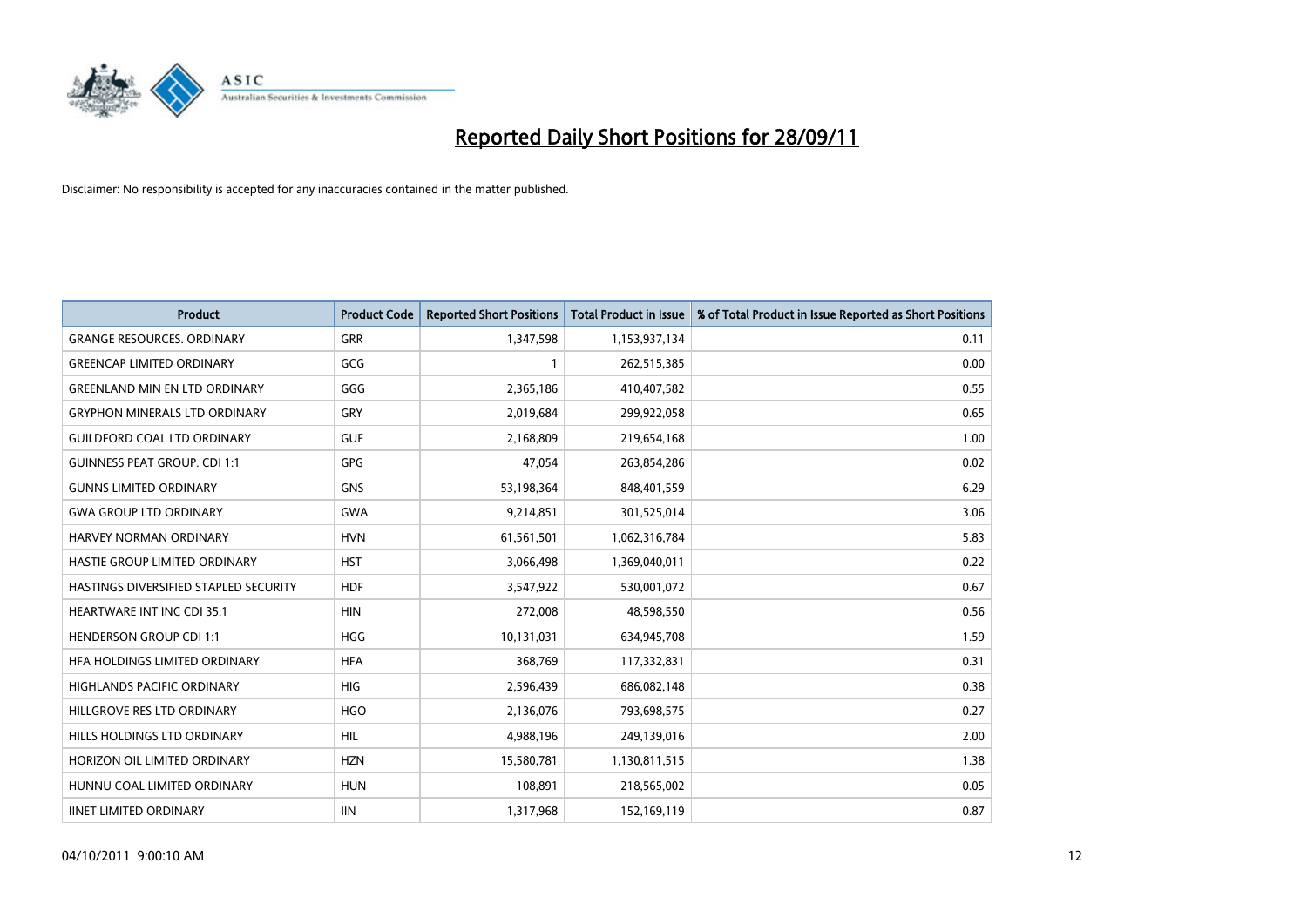# Reported Daily Short Positions for 28/09/11

Disclaimer: No responsibility is accepted for any inaccuracies contained in the matter published.

| Product | Product Code | Reported Short Positions | Total Product in Issue | % of Total Product in Issue Reported as Short Positions |
|---|---|---|---|---|
| GRANGE RESOURCES. ORDINARY | GRR | 1,347,598 | 1,153,937,134 | 0.11 |
| GREENCAP LIMITED ORDINARY | GCG | 1 | 262,515,385 | 0.00 |
| GREENLAND MIN EN LTD ORDINARY | GGG | 2,365,186 | 410,407,582 | 0.55 |
| GRYPHON MINERALS LTD ORDINARY | GRY | 2,019,684 | 299,922,058 | 0.65 |
| GUILDFORD COAL LTD ORDINARY | GUF | 2,168,809 | 219,654,168 | 1.00 |
| GUINNESS PEAT GROUP. CDI 1:1 | GPG | 47,054 | 263,854,286 | 0.02 |
| GUNNS LIMITED ORDINARY | GNS | 53,198,364 | 848,401,559 | 6.29 |
| GWA GROUP LTD ORDINARY | GWA | 9,214,851 | 301,525,014 | 3.06 |
| HARVEY NORMAN ORDINARY | HVN | 61,561,501 | 1,062,316,784 | 5.83 |
| HASTIE GROUP LIMITED ORDINARY | HST | 3,066,498 | 1,369,040,011 | 0.22 |
| HASTINGS DIVERSIFIED STAPLED SECURITY | HDF | 3,547,922 | 530,001,072 | 0.67 |
| HEARTWARE INT INC CDI 35:1 | HIN | 272,008 | 48,598,550 | 0.56 |
| HENDERSON GROUP CDI 1:1 | HGG | 10,131,031 | 634,945,708 | 1.59 |
| HFA HOLDINGS LIMITED ORDINARY | HFA | 368,769 | 117,332,831 | 0.31 |
| HIGHLANDS PACIFIC ORDINARY | HIG | 2,596,439 | 686,082,148 | 0.38 |
| HILLGROVE RES LTD ORDINARY | HGO | 2,136,076 | 793,698,575 | 0.27 |
| HILLS HOLDINGS LTD ORDINARY | HIL | 4,988,196 | 249,139,016 | 2.00 |
| HORIZON OIL LIMITED ORDINARY | HZN | 15,580,781 | 1,130,811,515 | 1.38 |
| HUNNU COAL LIMITED ORDINARY | HUN | 108,891 | 218,565,002 | 0.05 |
| IINET LIMITED ORDINARY | IIN | 1,317,968 | 152,169,119 | 0.87 |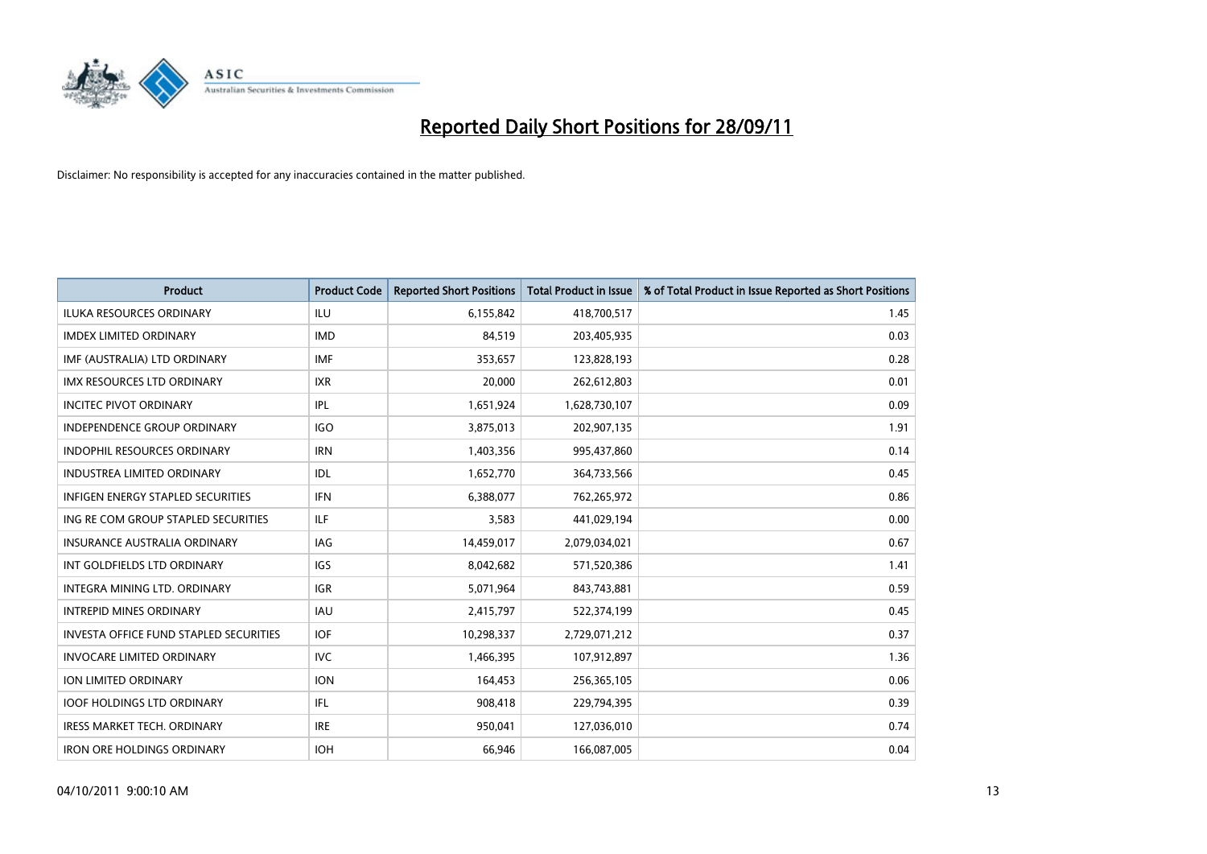# Reported Daily Short Positions for 28/09/11

Disclaimer: No responsibility is accepted for any inaccuracies contained in the matter published.

| Product | Product Code | Reported Short Positions | Total Product in Issue | % of Total Product in Issue Reported as Short Positions |
|---|---|---|---|---|
| ILUKA RESOURCES ORDINARY | ILU | 6,155,842 | 418,700,517 | 1.45 |
| IMDEX LIMITED ORDINARY | IMD | 84,519 | 203,405,935 | 0.03 |
| IMF (AUSTRALIA) LTD ORDINARY | IMF | 353,657 | 123,828,193 | 0.28 |
| IMX RESOURCES LTD ORDINARY | IXR | 20,000 | 262,612,803 | 0.01 |
| INCITEC PIVOT ORDINARY | IPL | 1,651,924 | 1,628,730,107 | 0.09 |
| INDEPENDENCE GROUP ORDINARY | IGO | 3,875,013 | 202,907,135 | 1.91 |
| INDOPHIL RESOURCES ORDINARY | IRN | 1,403,356 | 995,437,860 | 0.14 |
| INDUSTREA LIMITED ORDINARY | IDL | 1,652,770 | 364,733,566 | 0.45 |
| INFIGEN ENERGY STAPLED SECURITIES | IFN | 6,388,077 | 762,265,972 | 0.86 |
| ING RE COM GROUP STAPLED SECURITIES | ILF | 3,583 | 441,029,194 | 0.00 |
| INSURANCE AUSTRALIA ORDINARY | IAG | 14,459,017 | 2,079,034,021 | 0.67 |
| INT GOLDFIELDS LTD ORDINARY | IGS | 8,042,682 | 571,520,386 | 1.41 |
| INTEGRA MINING LTD. ORDINARY | IGR | 5,071,964 | 843,743,881 | 0.59 |
| INTREPID MINES ORDINARY | IAU | 2,415,797 | 522,374,199 | 0.45 |
| INVESTA OFFICE FUND STAPLED SECURITIES | IOF | 10,298,337 | 2,729,071,212 | 0.37 |
| INVOCARE LIMITED ORDINARY | IVC | 1,466,395 | 107,912,897 | 1.36 |
| ION LIMITED ORDINARY | ION | 164,453 | 256,365,105 | 0.06 |
| IOOF HOLDINGS LTD ORDINARY | IFL | 908,418 | 229,794,395 | 0.39 |
| IRESS MARKET TECH. ORDINARY | IRE | 950,041 | 127,036,010 | 0.74 |
| IRON ORE HOLDINGS ORDINARY | IOH | 66,946 | 166,087,005 | 0.04 |

04/10/2011 9:00:10 AM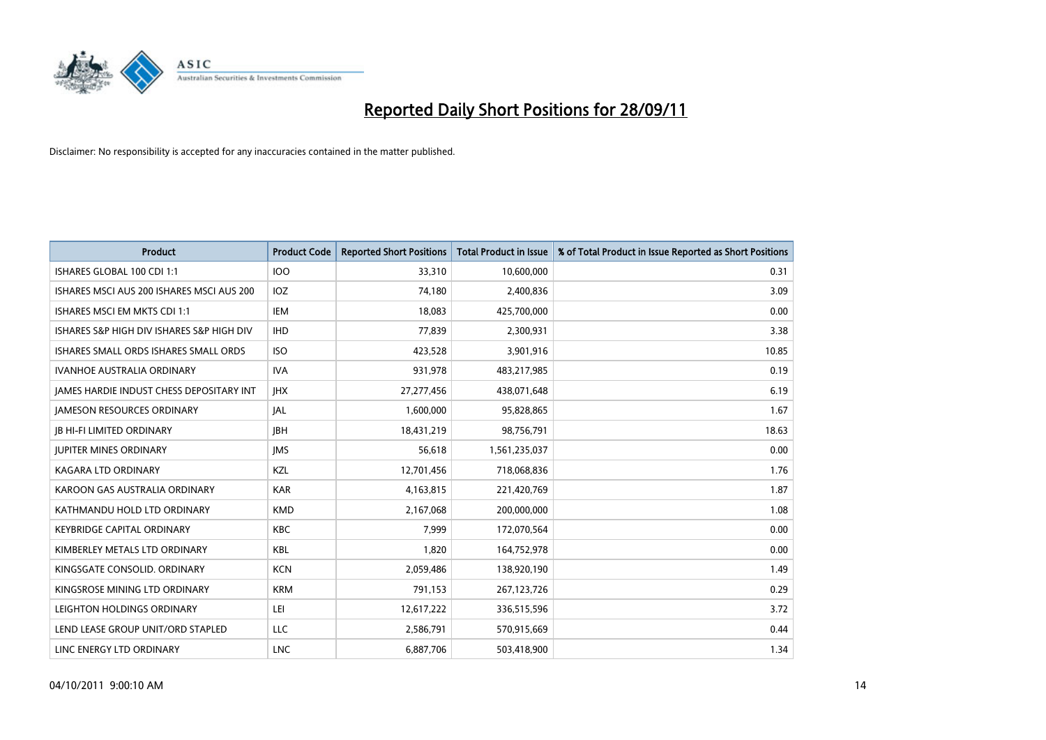# Reported Daily Short Positions for 28/09/11

Disclaimer: No responsibility is accepted for any inaccuracies contained in the matter published.

| Product | Product Code | Reported Short Positions | Total Product in Issue | % of Total Product in Issue Reported as Short Positions |
|---|---|---|---|---|
| ISHARES GLOBAL 100 CDI 1:1 | IOO | 33,310 | 10,600,000 | 0.31 |
| ISHARES MSCI AUS 200 ISHARES MSCI AUS 200 | IOZ | 74,180 | 2,400,836 | 3.09 |
| ISHARES MSCI EM MKTS CDI 1:1 | IEM | 18,083 | 425,700,000 | 0.00 |
| ISHARES S&P HIGH DIV ISHARES S&P HIGH DIV | IHD | 77,839 | 2,300,931 | 3.38 |
| ISHARES SMALL ORDS ISHARES SMALL ORDS | ISO | 423,528 | 3,901,916 | 10.85 |
| IVANHOE AUSTRALIA ORDINARY | IVA | 931,978 | 483,217,985 | 0.19 |
| JAMES HARDIE INDUST CHESS DEPOSITARY INT | JHX | 27,277,456 | 438,071,648 | 6.19 |
| JAMESON RESOURCES ORDINARY | JAL | 1,600,000 | 95,828,865 | 1.67 |
| JB HI-FI LIMITED ORDINARY | JBH | 18,431,219 | 98,756,791 | 18.63 |
| JUPITER MINES ORDINARY | JMS | 56,618 | 1,561,235,037 | 0.00 |
| KAGARA LTD ORDINARY | KZL | 12,701,456 | 718,068,836 | 1.76 |
| KAROON GAS AUSTRALIA ORDINARY | KAR | 4,163,815 | 221,420,769 | 1.87 |
| KATHMANDU HOLD LTD ORDINARY | KMD | 2,167,068 | 200,000,000 | 1.08 |
| KEYBRIDGE CAPITAL ORDINARY | KBC | 7,999 | 172,070,564 | 0.00 |
| KIMBERLEY METALS LTD ORDINARY | KBL | 1,820 | 164,752,978 | 0.00 |
| KINGSGATE CONSOLID. ORDINARY | KCN | 2,059,486 | 138,920,190 | 1.49 |
| KINGSROSE MINING LTD ORDINARY | KRM | 791,153 | 267,123,726 | 0.29 |
| LEIGHTON HOLDINGS ORDINARY | LEI | 12,617,222 | 336,515,596 | 3.72 |
| LEND LEASE GROUP UNIT/ORD STAPLED | LLC | 2,586,791 | 570,915,669 | 0.44 |
| LINC ENERGY LTD ORDINARY | LNC | 6,887,706 | 503,418,900 | 1.34 |

04/10/2011 9:00:10 AM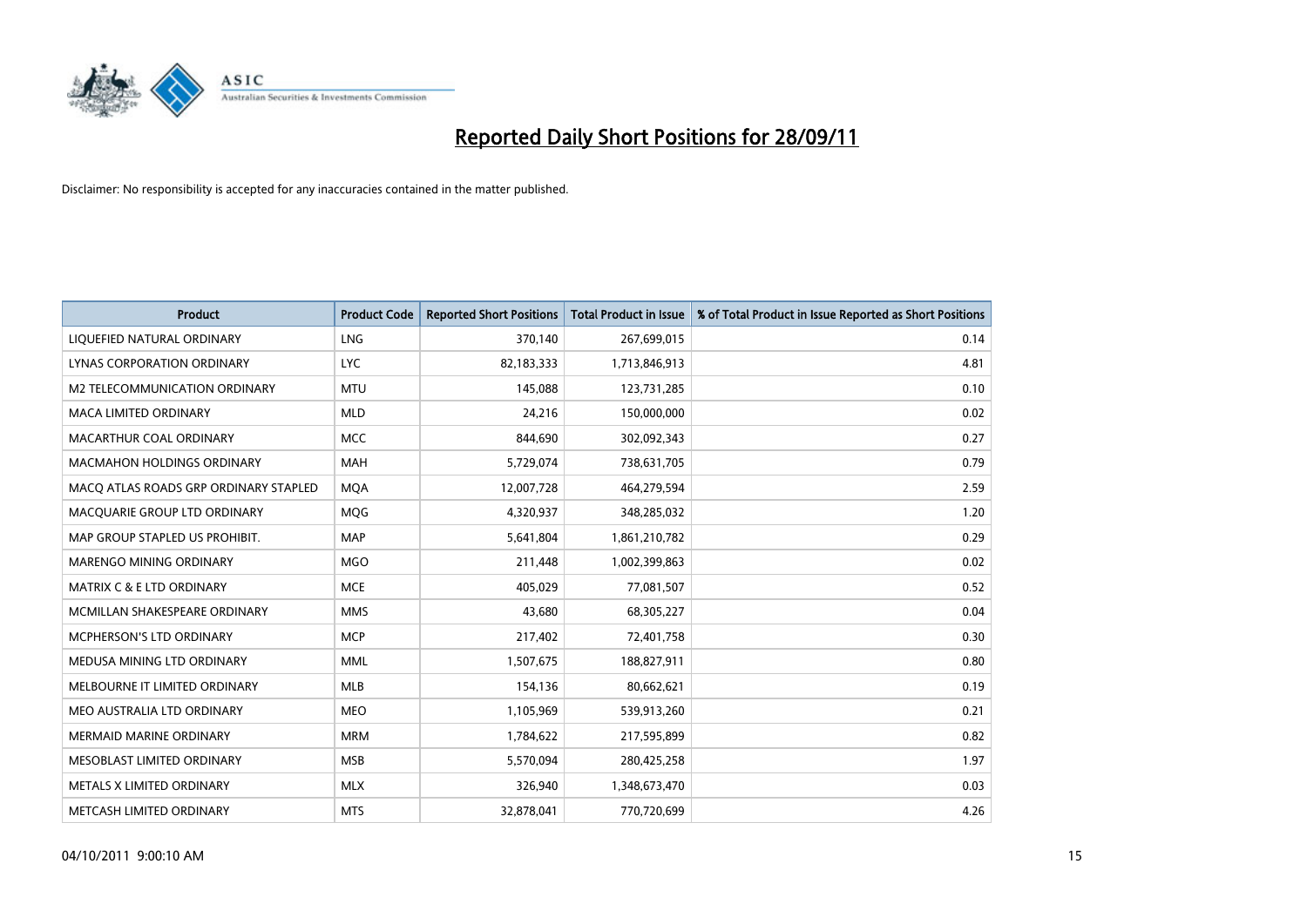# Reported Daily Short Positions for 28/09/11

Disclaimer: No responsibility is accepted for any inaccuracies contained in the matter published.

| Product | Product Code | Reported Short Positions | Total Product in Issue | % of Total Product in Issue Reported as Short Positions |
|---|---|---|---|---|
| LIQUEFIED NATURAL ORDINARY | LNG | 370,140 | 267,699,015 | 0.14 |
| LYNAS CORPORATION ORDINARY | LYC | 82,183,333 | 1,713,846,913 | 4.81 |
| M2 TELECOMMUNICATION ORDINARY | MTU | 145,088 | 123,731,285 | 0.10 |
| MACA LIMITED ORDINARY | MLD | 24,216 | 150,000,000 | 0.02 |
| MACARTHUR COAL ORDINARY | MCC | 844,690 | 302,092,343 | 0.27 |
| MACMAHON HOLDINGS ORDINARY | MAH | 5,729,074 | 738,631,705 | 0.79 |
| MACQ ATLAS ROADS GRP ORDINARY STAPLED | MQA | 12,007,728 | 464,279,594 | 2.59 |
| MACQUARIE GROUP LTD ORDINARY | MQG | 4,320,937 | 348,285,032 | 1.20 |
| MAP GROUP STAPLED US PROHIBIT. | MAP | 5,641,804 | 1,861,210,782 | 0.29 |
| MARENGO MINING ORDINARY | MGO | 211,448 | 1,002,399,863 | 0.02 |
| MATRIX C & E LTD ORDINARY | MCE | 405,029 | 77,081,507 | 0.52 |
| MCMILLAN SHAKESPEARE ORDINARY | MMS | 43,680 | 68,305,227 | 0.04 |
| MCPHERSON'S LTD ORDINARY | MCP | 217,402 | 72,401,758 | 0.30 |
| MEDUSA MINING LTD ORDINARY | MML | 1,507,675 | 188,827,911 | 0.80 |
| MELBOURNE IT LIMITED ORDINARY | MLB | 154,136 | 80,662,621 | 0.19 |
| MEO AUSTRALIA LTD ORDINARY | MEO | 1,105,969 | 539,913,260 | 0.21 |
| MERMAID MARINE ORDINARY | MRM | 1,784,622 | 217,595,899 | 0.82 |
| MESOBLAST LIMITED ORDINARY | MSB | 5,570,094 | 280,425,258 | 1.97 |
| METALS X LIMITED ORDINARY | MLX | 326,940 | 1,348,673,470 | 0.03 |
| METCASH LIMITED ORDINARY | MTS | 32,878,041 | 770,720,699 | 4.26 |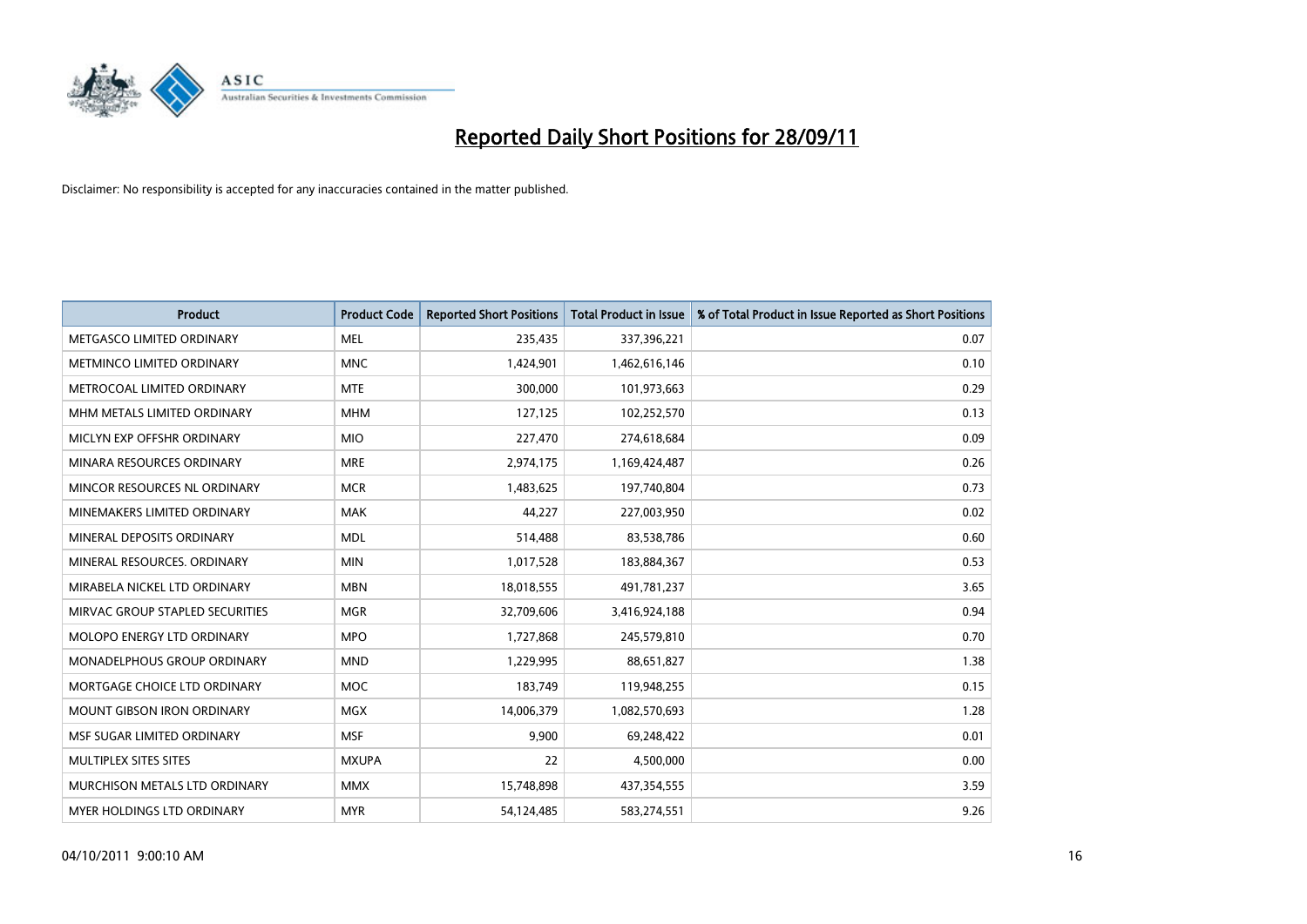# Reported Daily Short Positions for 28/09/11

Disclaimer: No responsibility is accepted for any inaccuracies contained in the matter published.

| Product | Product Code | Reported Short Positions | Total Product in Issue | % of Total Product in Issue Reported as Short Positions |
|---|---|---|---|---|
| METGASCO LIMITED ORDINARY | MEL | 235,435 | 337,396,221 | 0.07 |
| METMINCO LIMITED ORDINARY | MNC | 1,424,901 | 1,462,616,146 | 0.10 |
| METROCOAL LIMITED ORDINARY | MTE | 300,000 | 101,973,663 | 0.29 |
| MHM METALS LIMITED ORDINARY | MHM | 127,125 | 102,252,570 | 0.13 |
| MICLYN EXP OFFSHR ORDINARY | MIO | 227,470 | 274,618,684 | 0.09 |
| MINARA RESOURCES ORDINARY | MRE | 2,974,175 | 1,169,424,487 | 0.26 |
| MINCOR RESOURCES NL ORDINARY | MCR | 1,483,625 | 197,740,804 | 0.73 |
| MINEMAKERS LIMITED ORDINARY | MAK | 44,227 | 227,003,950 | 0.02 |
| MINERAL DEPOSITS ORDINARY | MDL | 514,488 | 83,538,786 | 0.60 |
| MINERAL RESOURCES. ORDINARY | MIN | 1,017,528 | 183,884,367 | 0.53 |
| MIRABELA NICKEL LTD ORDINARY | MBN | 18,018,555 | 491,781,237 | 3.65 |
| MIRVAC GROUP STAPLED SECURITIES | MGR | 32,709,606 | 3,416,924,188 | 0.94 |
| MOLOPO ENERGY LTD ORDINARY | MPO | 1,727,868 | 245,579,810 | 0.70 |
| MONADELPHOUS GROUP ORDINARY | MND | 1,229,995 | 88,651,827 | 1.38 |
| MORTGAGE CHOICE LTD ORDINARY | MOC | 183,749 | 119,948,255 | 0.15 |
| MOUNT GIBSON IRON ORDINARY | MGX | 14,006,379 | 1,082,570,693 | 1.28 |
| MSF SUGAR LIMITED ORDINARY | MSF | 9,900 | 69,248,422 | 0.01 |
| MULTIPLEX SITES SITES | MXUPA | 22 | 4,500,000 | 0.00 |
| MURCHISON METALS LTD ORDINARY | MMX | 15,748,898 | 437,354,555 | 3.59 |
| MYER HOLDINGS LTD ORDINARY | MYR | 54,124,485 | 583,274,551 | 9.26 |

04/10/2011 9:00:10 AM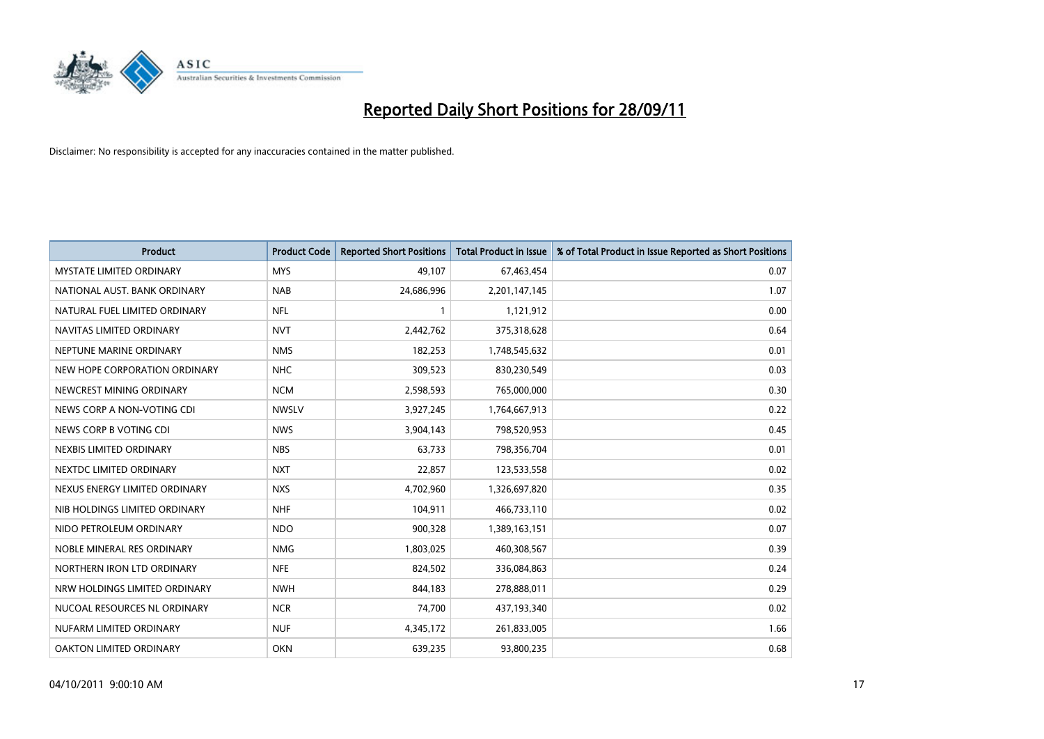# Reported Daily Short Positions for 28/09/11

Disclaimer: No responsibility is accepted for any inaccuracies contained in the matter published.

| Product | Product Code | Reported Short Positions | Total Product in Issue | % of Total Product in Issue Reported as Short Positions |
|---|---|---|---|---|
| MYSTATE LIMITED ORDINARY | MYS | 49,107 | 67,463,454 | 0.07 |
| NATIONAL AUST. BANK ORDINARY | NAB | 24,686,996 | 2,201,147,145 | 1.07 |
| NATURAL FUEL LIMITED ORDINARY | NFL | 1 | 1,121,912 | 0.00 |
| NAVITAS LIMITED ORDINARY | NVT | 2,442,762 | 375,318,628 | 0.64 |
| NEPTUNE MARINE ORDINARY | NMS | 182,253 | 1,748,545,632 | 0.01 |
| NEW HOPE CORPORATION ORDINARY | NHC | 309,523 | 830,230,549 | 0.03 |
| NEWCREST MINING ORDINARY | NCM | 2,598,593 | 765,000,000 | 0.30 |
| NEWS CORP A NON-VOTING CDI | NWSLV | 3,927,245 | 1,764,667,913 | 0.22 |
| NEWS CORP B VOTING CDI | NWS | 3,904,143 | 798,520,953 | 0.45 |
| NEXBIS LIMITED ORDINARY | NBS | 63,733 | 798,356,704 | 0.01 |
| NEXTDC LIMITED ORDINARY | NXT | 22,857 | 123,533,558 | 0.02 |
| NEXUS ENERGY LIMITED ORDINARY | NXS | 4,702,960 | 1,326,697,820 | 0.35 |
| NIB HOLDINGS LIMITED ORDINARY | NHF | 104,911 | 466,733,110 | 0.02 |
| NIDO PETROLEUM ORDINARY | NDO | 900,328 | 1,389,163,151 | 0.07 |
| NOBLE MINERAL RES ORDINARY | NMG | 1,803,025 | 460,308,567 | 0.39 |
| NORTHERN IRON LTD ORDINARY | NFE | 824,502 | 336,084,863 | 0.24 |
| NRW HOLDINGS LIMITED ORDINARY | NWH | 844,183 | 278,888,011 | 0.29 |
| NUCOAL RESOURCES NL ORDINARY | NCR | 74,700 | 437,193,340 | 0.02 |
| NUFARM LIMITED ORDINARY | NUF | 4,345,172 | 261,833,005 | 1.66 |
| OAKTON LIMITED ORDINARY | OKN | 639,235 | 93,800,235 | 0.68 |

04/10/2011 9:00:10 AM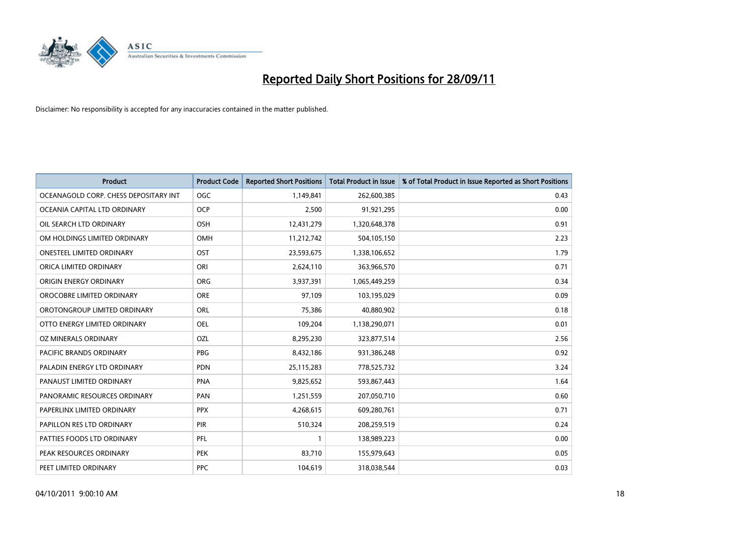# Reported Daily Short Positions for 28/09/11

Disclaimer: No responsibility is accepted for any inaccuracies contained in the matter published.

| Product | Product Code | Reported Short Positions | Total Product in Issue | % of Total Product in Issue Reported as Short Positions |
|---|---|---|---|---|
| OCEANAGOLD CORP. CHESS DEPOSITARY INT | OGC | 1,149,841 | 262,600,385 | 0.43 |
| OCEANIA CAPITAL LTD ORDINARY | OCP | 2,500 | 91,921,295 | 0.00 |
| OIL SEARCH LTD ORDINARY | OSH | 12,431,279 | 1,320,648,378 | 0.91 |
| OM HOLDINGS LIMITED ORDINARY | OMH | 11,212,742 | 504,105,150 | 2.23 |
| ONESTEEL LIMITED ORDINARY | OST | 23,593,675 | 1,338,106,652 | 1.79 |
| ORICA LIMITED ORDINARY | ORI | 2,624,110 | 363,966,570 | 0.71 |
| ORIGIN ENERGY ORDINARY | ORG | 3,937,391 | 1,065,449,259 | 0.34 |
| OROCOBRE LIMITED ORDINARY | ORE | 97,109 | 103,195,029 | 0.09 |
| OROTONGROUP LIMITED ORDINARY | ORL | 75,386 | 40,880,902 | 0.18 |
| OTTO ENERGY LIMITED ORDINARY | OEL | 109,204 | 1,138,290,071 | 0.01 |
| OZ MINERALS ORDINARY | OZL | 8,295,230 | 323,877,514 | 2.56 |
| PACIFIC BRANDS ORDINARY | PBG | 8,432,186 | 931,386,248 | 0.92 |
| PALADIN ENERGY LTD ORDINARY | PDN | 25,115,283 | 778,525,732 | 3.24 |
| PANAUST LIMITED ORDINARY | PNA | 9,825,652 | 593,867,443 | 1.64 |
| PANORAMIC RESOURCES ORDINARY | PAN | 1,251,559 | 207,050,710 | 0.60 |
| PAPERLINX LIMITED ORDINARY | PPX | 4,268,615 | 609,280,761 | 0.71 |
| PAPILLON RES LTD ORDINARY | PIR | 510,324 | 208,259,519 | 0.24 |
| PATTIES FOODS LTD ORDINARY | PFL | 1 | 138,989,223 | 0.00 |
| PEAK RESOURCES ORDINARY | PEK | 83,710 | 155,979,643 | 0.05 |
| PEET LIMITED ORDINARY | PPC | 104,619 | 318,038,544 | 0.03 |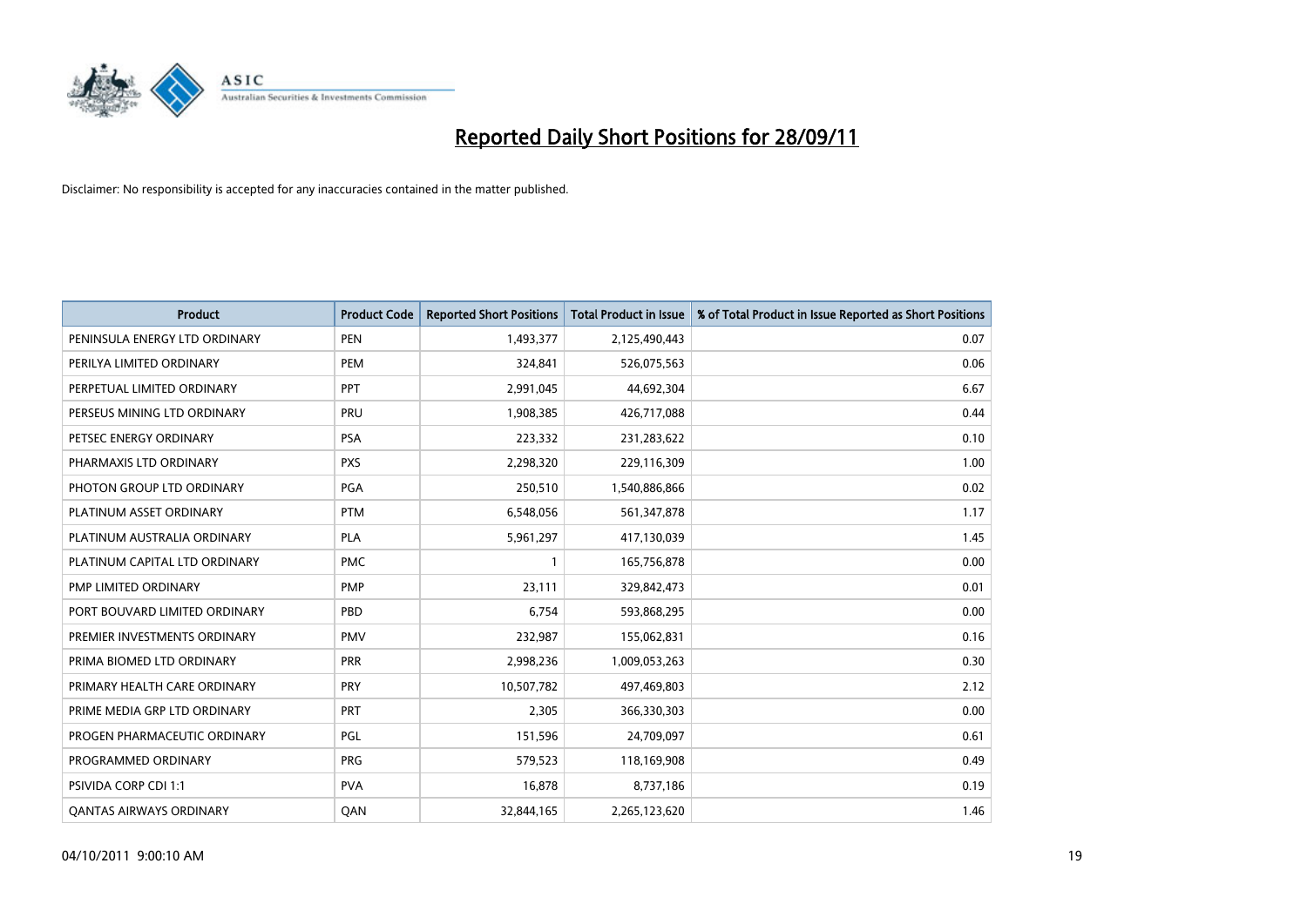# Reported Daily Short Positions for 28/09/11

Disclaimer: No responsibility is accepted for any inaccuracies contained in the matter published.

| Product | Product Code | Reported Short Positions | Total Product in Issue | % of Total Product in Issue Reported as Short Positions |
|---|---|---|---|---|
| PENINSULA ENERGY LTD ORDINARY | PEN | 1,493,377 | 2,125,490,443 | 0.07 |
| PERILYA LIMITED ORDINARY | PEM | 324,841 | 526,075,563 | 0.06 |
| PERPETUAL LIMITED ORDINARY | PPT | 2,991,045 | 44,692,304 | 6.67 |
| PERSEUS MINING LTD ORDINARY | PRU | 1,908,385 | 426,717,088 | 0.44 |
| PETSEC ENERGY ORDINARY | PSA | 223,332 | 231,283,622 | 0.10 |
| PHARMAXIS LTD ORDINARY | PXS | 2,298,320 | 229,116,309 | 1.00 |
| PHOTON GROUP LTD ORDINARY | PGA | 250,510 | 1,540,886,866 | 0.02 |
| PLATINUM ASSET ORDINARY | PTM | 6,548,056 | 561,347,878 | 1.17 |
| PLATINUM AUSTRALIA ORDINARY | PLA | 5,961,297 | 417,130,039 | 1.45 |
| PLATINUM CAPITAL LTD ORDINARY | PMC | 1 | 165,756,878 | 0.00 |
| PMP LIMITED ORDINARY | PMP | 23,111 | 329,842,473 | 0.01 |
| PORT BOUVARD LIMITED ORDINARY | PBD | 6,754 | 593,868,295 | 0.00 |
| PREMIER INVESTMENTS ORDINARY | PMV | 232,987 | 155,062,831 | 0.16 |
| PRIMA BIOMED LTD ORDINARY | PRR | 2,998,236 | 1,009,053,263 | 0.30 |
| PRIMARY HEALTH CARE ORDINARY | PRY | 10,507,782 | 497,469,803 | 2.12 |
| PRIME MEDIA GRP LTD ORDINARY | PRT | 2,305 | 366,330,303 | 0.00 |
| PROGEN PHARMACEUTIC ORDINARY | PGL | 151,596 | 24,709,097 | 0.61 |
| PROGRAMMED ORDINARY | PRG | 579,523 | 118,169,908 | 0.49 |
| PSIVIDA CORP CDI 1:1 | PVA | 16,878 | 8,737,186 | 0.19 |
| QANTAS AIRWAYS ORDINARY | QAN | 32,844,165 | 2,265,123,620 | 1.46 |

04/10/2011 9:00:10 AM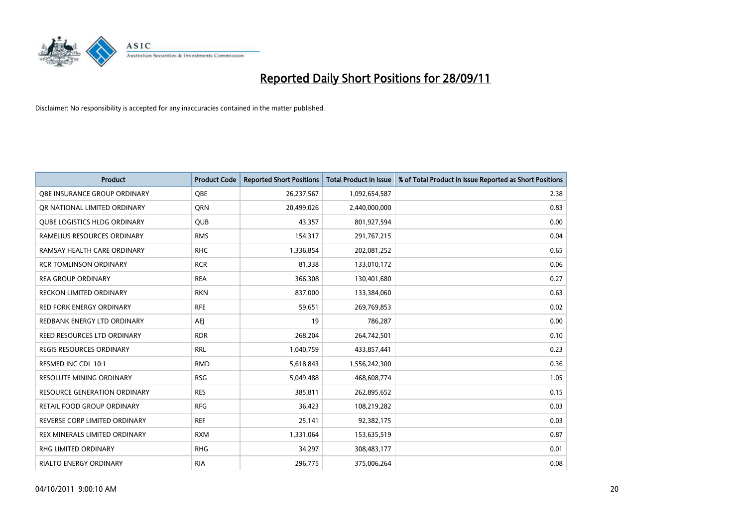# Reported Daily Short Positions for 28/09/11

Disclaimer: No responsibility is accepted for any inaccuracies contained in the matter published.

| Product | Product Code | Reported Short Positions | Total Product in Issue | % of Total Product in Issue Reported as Short Positions |
|---|---|---|---|---|
| QBE INSURANCE GROUP ORDINARY | QBE | 26,237,567 | 1,092,654,587 | 2.38 |
| QR NATIONAL LIMITED ORDINARY | QRN | 20,499,026 | 2,440,000,000 | 0.83 |
| QUBE LOGISTICS HLDG ORDINARY | QUB | 43,357 | 801,927,594 | 0.00 |
| RAMELIUS RESOURCES ORDINARY | RMS | 154,317 | 291,767,215 | 0.04 |
| RAMSAY HEALTH CARE ORDINARY | RHC | 1,336,854 | 202,081,252 | 0.65 |
| RCR TOMLINSON ORDINARY | RCR | 81,338 | 133,010,172 | 0.06 |
| REA GROUP ORDINARY | REA | 366,308 | 130,401,680 | 0.27 |
| RECKON LIMITED ORDINARY | RKN | 837,000 | 133,384,060 | 0.63 |
| RED FORK ENERGY ORDINARY | RFE | 59,651 | 269,769,853 | 0.02 |
| REDBANK ENERGY LTD ORDINARY | AEJ | 19 | 786,287 | 0.00 |
| REED RESOURCES LTD ORDINARY | RDR | 268,204 | 264,742,501 | 0.10 |
| REGIS RESOURCES ORDINARY | RRL | 1,040,759 | 433,857,441 | 0.23 |
| RESMED INC CDI 10:1 | RMD | 5,618,843 | 1,556,242,300 | 0.36 |
| RESOLUTE MINING ORDINARY | RSG | 5,049,488 | 468,608,774 | 1.05 |
| RESOURCE GENERATION ORDINARY | RES | 385,811 | 262,895,652 | 0.15 |
| RETAIL FOOD GROUP ORDINARY | RFG | 36,423 | 108,219,282 | 0.03 |
| REVERSE CORP LIMITED ORDINARY | REF | 25,141 | 92,382,175 | 0.03 |
| REX MINERALS LIMITED ORDINARY | RXM | 1,331,064 | 153,635,519 | 0.87 |
| RHG LIMITED ORDINARY | RHG | 34,297 | 308,483,177 | 0.01 |
| RIALTO ENERGY ORDINARY | RIA | 296,775 | 375,006,264 | 0.08 |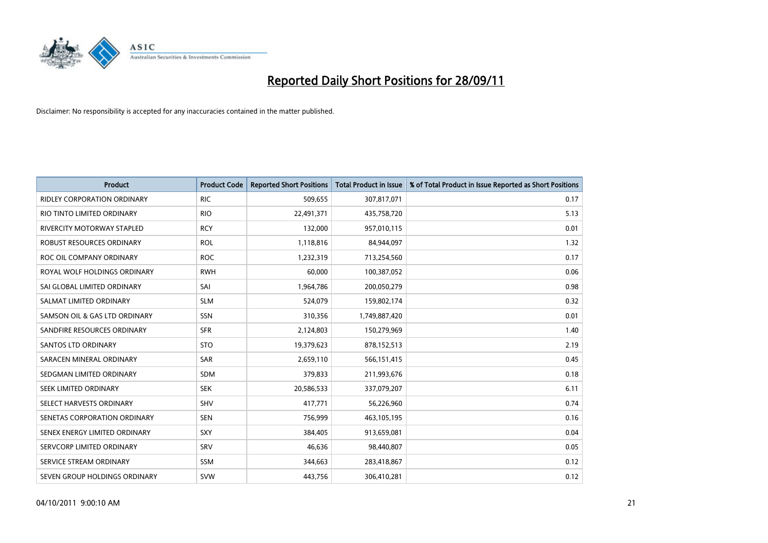# Reported Daily Short Positions for 28/09/11

Disclaimer: No responsibility is accepted for any inaccuracies contained in the matter published.

| Product | Product Code | Reported Short Positions | Total Product in Issue | % of Total Product in Issue Reported as Short Positions |
|---|---|---|---|---|
| RIDLEY CORPORATION ORDINARY | RIC | 509,655 | 307,817,071 | 0.17 |
| RIO TINTO LIMITED ORDINARY | RIO | 22,491,371 | 435,758,720 | 5.13 |
| RIVERCITY MOTORWAY STAPLED | RCY | 132,000 | 957,010,115 | 0.01 |
| ROBUST RESOURCES ORDINARY | ROL | 1,118,816 | 84,944,097 | 1.32 |
| ROC OIL COMPANY ORDINARY | ROC | 1,232,319 | 713,254,560 | 0.17 |
| ROYAL WOLF HOLDINGS ORDINARY | RWH | 60,000 | 100,387,052 | 0.06 |
| SAI GLOBAL LIMITED ORDINARY | SAI | 1,964,786 | 200,050,279 | 0.98 |
| SALMAT LIMITED ORDINARY | SLM | 524,079 | 159,802,174 | 0.32 |
| SAMSON OIL & GAS LTD ORDINARY | SSN | 310,356 | 1,749,887,420 | 0.01 |
| SANDFIRE RESOURCES ORDINARY | SFR | 2,124,803 | 150,279,969 | 1.40 |
| SANTOS LTD ORDINARY | STO | 19,379,623 | 878,152,513 | 2.19 |
| SARACEN MINERAL ORDINARY | SAR | 2,659,110 | 566,151,415 | 0.45 |
| SEDGMAN LIMITED ORDINARY | SDM | 379,833 | 211,993,676 | 0.18 |
| SEEK LIMITED ORDINARY | SEK | 20,586,533 | 337,079,207 | 6.11 |
| SELECT HARVESTS ORDINARY | SHV | 417,771 | 56,226,960 | 0.74 |
| SENETAS CORPORATION ORDINARY | SEN | 756,999 | 463,105,195 | 0.16 |
| SENEX ENERGY LIMITED ORDINARY | SXY | 384,405 | 913,659,081 | 0.04 |
| SERVCORP LIMITED ORDINARY | SRV | 46,636 | 98,440,807 | 0.05 |
| SERVICE STREAM ORDINARY | SSM | 344,663 | 283,418,867 | 0.12 |
| SEVEN GROUP HOLDINGS ORDINARY | SVW | 443,756 | 306,410,281 | 0.12 |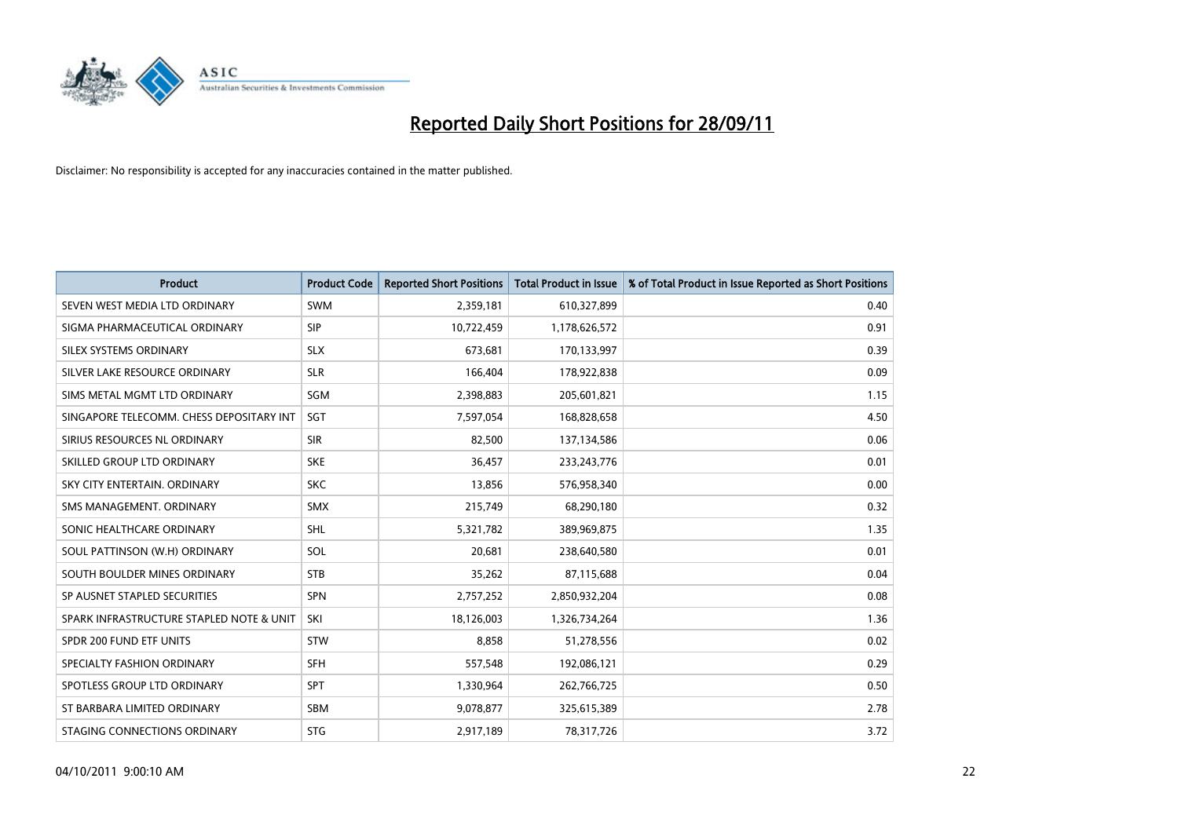# Reported Daily Short Positions for 28/09/11

Disclaimer: No responsibility is accepted for any inaccuracies contained in the matter published.

| Product | Product Code | Reported Short Positions | Total Product in Issue | % of Total Product in Issue Reported as Short Positions |
| --- | --- | --- | --- | --- |
| SEVEN WEST MEDIA LTD ORDINARY | SWM | 2,359,181 | 610,327,899 | 0.40 |
| SIGMA PHARMACEUTICAL ORDINARY | SIP | 10,722,459 | 1,178,626,572 | 0.91 |
| SILEX SYSTEMS ORDINARY | SLX | 673,681 | 170,133,997 | 0.39 |
| SILVER LAKE RESOURCE ORDINARY | SLR | 166,404 | 178,922,838 | 0.09 |
| SIMS METAL MGMT LTD ORDINARY | SGM | 2,398,883 | 205,601,821 | 1.15 |
| SINGAPORE TELECOMM. CHESS DEPOSITARY INT | SGT | 7,597,054 | 168,828,658 | 4.50 |
| SIRIUS RESOURCES NL ORDINARY | SIR | 82,500 | 137,134,586 | 0.06 |
| SKILLED GROUP LTD ORDINARY | SKE | 36,457 | 233,243,776 | 0.01 |
| SKY CITY ENTERTAIN. ORDINARY | SKC | 13,856 | 576,958,340 | 0.00 |
| SMS MANAGEMENT. ORDINARY | SMX | 215,749 | 68,290,180 | 0.32 |
| SONIC HEALTHCARE ORDINARY | SHL | 5,321,782 | 389,969,875 | 1.35 |
| SOUL PATTINSON (W.H) ORDINARY | SOL | 20,681 | 238,640,580 | 0.01 |
| SOUTH BOULDER MINES ORDINARY | STB | 35,262 | 87,115,688 | 0.04 |
| SP AUSNET STAPLED SECURITIES | SPN | 2,757,252 | 2,850,932,204 | 0.08 |
| SPARK INFRASTRUCTURE STAPLED NOTE & UNIT | SKI | 18,126,003 | 1,326,734,264 | 1.36 |
| SPDR 200 FUND ETF UNITS | STW | 8,858 | 51,278,556 | 0.02 |
| SPECIALTY FASHION ORDINARY | SFH | 557,548 | 192,086,121 | 0.29 |
| SPOTLESS GROUP LTD ORDINARY | SPT | 1,330,964 | 262,766,725 | 0.50 |
| ST BARBARA LIMITED ORDINARY | SBM | 9,078,877 | 325,615,389 | 2.78 |
| STAGING CONNECTIONS ORDINARY | STG | 2,917,189 | 78,317,726 | 3.72 |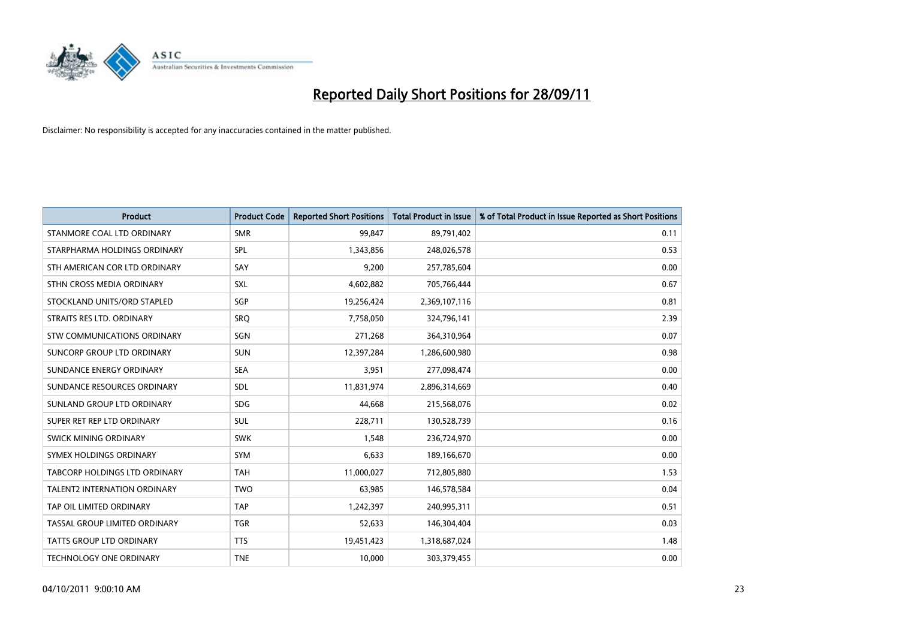# Reported Daily Short Positions for 28/09/11

Disclaimer: No responsibility is accepted for any inaccuracies contained in the matter published.

| Product | Product Code | Reported Short Positions | Total Product in Issue | % of Total Product in Issue Reported as Short Positions |
|---|---|---|---|---|
| STANMORE COAL LTD ORDINARY | SMR | 99,847 | 89,791,402 | 0.11 |
| STARPHARMA HOLDINGS ORDINARY | SPL | 1,343,856 | 248,026,578 | 0.53 |
| STH AMERICAN COR LTD ORDINARY | SAY | 9,200 | 257,785,604 | 0.00 |
| STHN CROSS MEDIA ORDINARY | SXL | 4,602,882 | 705,766,444 | 0.67 |
| STOCKLAND UNITS/ORD STAPLED | SGP | 19,256,424 | 2,369,107,116 | 0.81 |
| STRAITS RES LTD. ORDINARY | SRQ | 7,758,050 | 324,796,141 | 2.39 |
| STW COMMUNICATIONS ORDINARY | SGN | 271,268 | 364,310,964 | 0.07 |
| SUNCORP GROUP LTD ORDINARY | SUN | 12,397,284 | 1,286,600,980 | 0.98 |
| SUNDANCE ENERGY ORDINARY | SEA | 3,951 | 277,098,474 | 0.00 |
| SUNDANCE RESOURCES ORDINARY | SDL | 11,831,974 | 2,896,314,669 | 0.40 |
| SUNLAND GROUP LTD ORDINARY | SDG | 44,668 | 215,568,076 | 0.02 |
| SUPER RET REP LTD ORDINARY | SUL | 228,711 | 130,528,739 | 0.16 |
| SWICK MINING ORDINARY | SWK | 1,548 | 236,724,970 | 0.00 |
| SYMEX HOLDINGS ORDINARY | SYM | 6,633 | 189,166,670 | 0.00 |
| TABCORP HOLDINGS LTD ORDINARY | TAH | 11,000,027 | 712,805,880 | 1.53 |
| TALENT2 INTERNATION ORDINARY | TWO | 63,985 | 146,578,584 | 0.04 |
| TAP OIL LIMITED ORDINARY | TAP | 1,242,397 | 240,995,311 | 0.51 |
| TASSAL GROUP LIMITED ORDINARY | TGR | 52,633 | 146,304,404 | 0.03 |
| TATTS GROUP LTD ORDINARY | TTS | 19,451,423 | 1,318,687,024 | 1.48 |
| TECHNOLOGY ONE ORDINARY | TNE | 10,000 | 303,379,455 | 0.00 |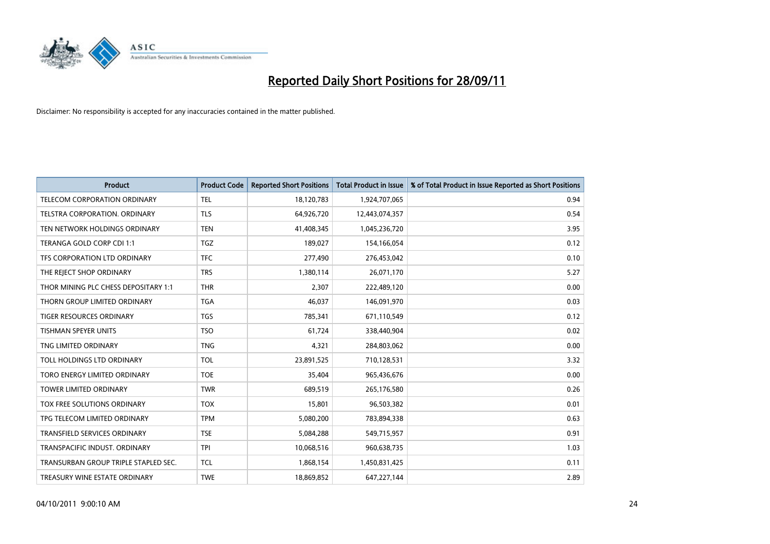# Reported Daily Short Positions for 28/09/11

Disclaimer: No responsibility is accepted for any inaccuracies contained in the matter published.

| Product | Product Code | Reported Short Positions | Total Product in Issue | % of Total Product in Issue Reported as Short Positions |
|---|---|---|---|---|
| TELECOM CORPORATION ORDINARY | TEL | 18,120,783 | 1,924,707,065 | 0.94 |
| TELSTRA CORPORATION. ORDINARY | TLS | 64,926,720 | 12,443,074,357 | 0.54 |
| TEN NETWORK HOLDINGS ORDINARY | TEN | 41,408,345 | 1,045,236,720 | 3.95 |
| TERANGA GOLD CORP CDI 1:1 | TGZ | 189,027 | 154,166,054 | 0.12 |
| TFS CORPORATION LTD ORDINARY | TFC | 277,490 | 276,453,042 | 0.10 |
| THE REJECT SHOP ORDINARY | TRS | 1,380,114 | 26,071,170 | 5.27 |
| THOR MINING PLC CHESS DEPOSITARY 1:1 | THR | 2,307 | 222,489,120 | 0.00 |
| THORN GROUP LIMITED ORDINARY | TGA | 46,037 | 146,091,970 | 0.03 |
| TIGER RESOURCES ORDINARY | TGS | 785,341 | 671,110,549 | 0.12 |
| TISHMAN SPEYER UNITS | TSO | 61,724 | 338,440,904 | 0.02 |
| TNG LIMITED ORDINARY | TNG | 4,321 | 284,803,062 | 0.00 |
| TOLL HOLDINGS LTD ORDINARY | TOL | 23,891,525 | 710,128,531 | 3.32 |
| TORO ENERGY LIMITED ORDINARY | TOE | 35,404 | 965,436,676 | 0.00 |
| TOWER LIMITED ORDINARY | TWR | 689,519 | 265,176,580 | 0.26 |
| TOX FREE SOLUTIONS ORDINARY | TOX | 15,801 | 96,503,382 | 0.01 |
| TPG TELECOM LIMITED ORDINARY | TPM | 5,080,200 | 783,894,338 | 0.63 |
| TRANSFIELD SERVICES ORDINARY | TSE | 5,084,288 | 549,715,957 | 0.91 |
| TRANSPACIFIC INDUST. ORDINARY | TPI | 10,068,516 | 960,638,735 | 1.03 |
| TRANSURBAN GROUP TRIPLE STAPLED SEC. | TCL | 1,868,154 | 1,450,831,425 | 0.11 |
| TREASURY WINE ESTATE ORDINARY | TWE | 18,869,852 | 647,227,144 | 2.89 |

04/10/2011 9:00:10 AM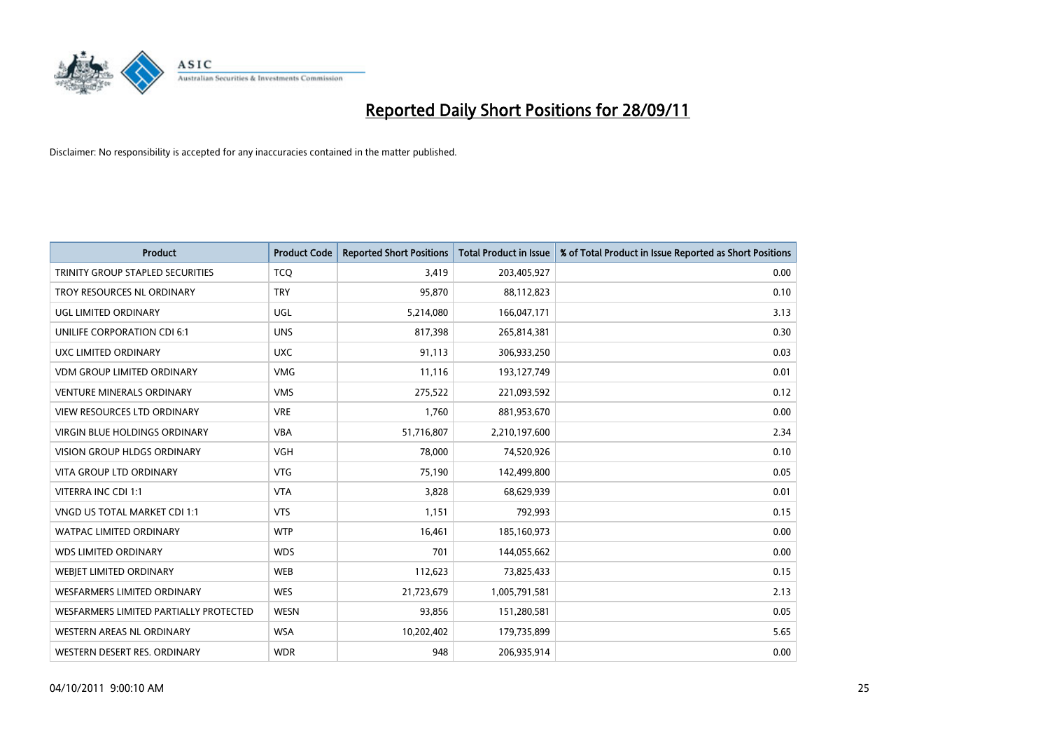# Reported Daily Short Positions for 28/09/11

Disclaimer: No responsibility is accepted for any inaccuracies contained in the matter published.

| Product | Product Code | Reported Short Positions | Total Product in Issue | % of Total Product in Issue Reported as Short Positions |
|---|---|---|---|---|
| TRINITY GROUP STAPLED SECURITIES | TCQ | 3,419 | 203,405,927 | 0.00 |
| TROY RESOURCES NL ORDINARY | TRY | 95,870 | 88,112,823 | 0.10 |
| UGL LIMITED ORDINARY | UGL | 5,214,080 | 166,047,171 | 3.13 |
| UNILIFE CORPORATION CDI 6:1 | UNS | 817,398 | 265,814,381 | 0.30 |
| UXC LIMITED ORDINARY | UXC | 91,113 | 306,933,250 | 0.03 |
| VDM GROUP LIMITED ORDINARY | VMG | 11,116 | 193,127,749 | 0.01 |
| VENTURE MINERALS ORDINARY | VMS | 275,522 | 221,093,592 | 0.12 |
| VIEW RESOURCES LTD ORDINARY | VRE | 1,760 | 881,953,670 | 0.00 |
| VIRGIN BLUE HOLDINGS ORDINARY | VBA | 51,716,807 | 2,210,197,600 | 2.34 |
| VISION GROUP HLDGS ORDINARY | VGH | 78,000 | 74,520,926 | 0.10 |
| VITA GROUP LTD ORDINARY | VTG | 75,190 | 142,499,800 | 0.05 |
| VITERRA INC CDI 1:1 | VTA | 3,828 | 68,629,939 | 0.01 |
| VNGD US TOTAL MARKET CDI 1:1 | VTS | 1,151 | 792,993 | 0.15 |
| WATPAC LIMITED ORDINARY | WTP | 16,461 | 185,160,973 | 0.00 |
| WDS LIMITED ORDINARY | WDS | 701 | 144,055,662 | 0.00 |
| WEBJET LIMITED ORDINARY | WEB | 112,623 | 73,825,433 | 0.15 |
| WESFARMERS LIMITED ORDINARY | WES | 21,723,679 | 1,005,791,581 | 2.13 |
| WESFARMERS LIMITED PARTIALLY PROTECTED | WESN | 93,856 | 151,280,581 | 0.05 |
| WESTERN AREAS NL ORDINARY | WSA | 10,202,402 | 179,735,899 | 5.65 |
| WESTERN DESERT RES. ORDINARY | WDR | 948 | 206,935,914 | 0.00 |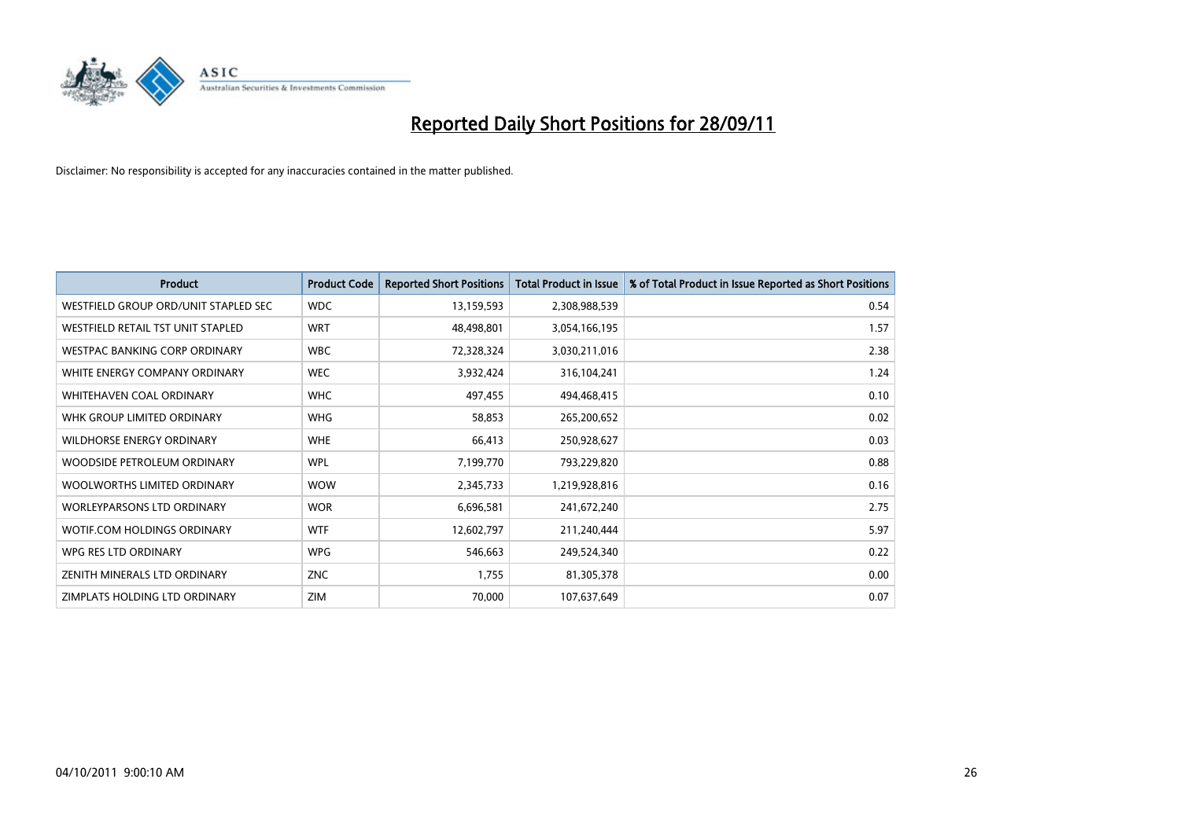# Reported Daily Short Positions for 28/09/11

Disclaimer: No responsibility is accepted for any inaccuracies contained in the matter published.

| Product | Product Code | Reported Short Positions | Total Product in Issue | % of Total Product in Issue Reported as Short Positions |
|---|---|---|---|---|
| WESTFIELD GROUP ORD/UNIT STAPLED SEC | WDC | 13,159,593 | 2,308,988,539 | 0.54 |
| WESTFIELD RETAIL TST UNIT STAPLED | WRT | 48,498,801 | 3,054,166,195 | 1.57 |
| WESTPAC BANKING CORP ORDINARY | WBC | 72,328,324 | 3,030,211,016 | 2.38 |
| WHITE ENERGY COMPANY ORDINARY | WEC | 3,932,424 | 316,104,241 | 1.24 |
| WHITEHAVEN COAL ORDINARY | WHC | 497,455 | 494,468,415 | 0.10 |
| WHK GROUP LIMITED ORDINARY | WHG | 58,853 | 265,200,652 | 0.02 |
| WILDHORSE ENERGY ORDINARY | WHE | 66,413 | 250,928,627 | 0.03 |
| WOODSIDE PETROLEUM ORDINARY | WPL | 7,199,770 | 793,229,820 | 0.88 |
| WOOLWORTHS LIMITED ORDINARY | WOW | 2,345,733 | 1,219,928,816 | 0.16 |
| WORLEYPARSONS LTD ORDINARY | WOR | 6,696,581 | 241,672,240 | 2.75 |
| WOTIF.COM HOLDINGS ORDINARY | WTF | 12,602,797 | 211,240,444 | 5.97 |
| WPG RES LTD ORDINARY | WPG | 546,663 | 249,524,340 | 0.22 |
| ZENITH MINERALS LTD ORDINARY | ZNC | 1,755 | 81,305,378 | 0.00 |
| ZIMPLATS HOLDING LTD ORDINARY | ZIM | 70,000 | 107,637,649 | 0.07 |